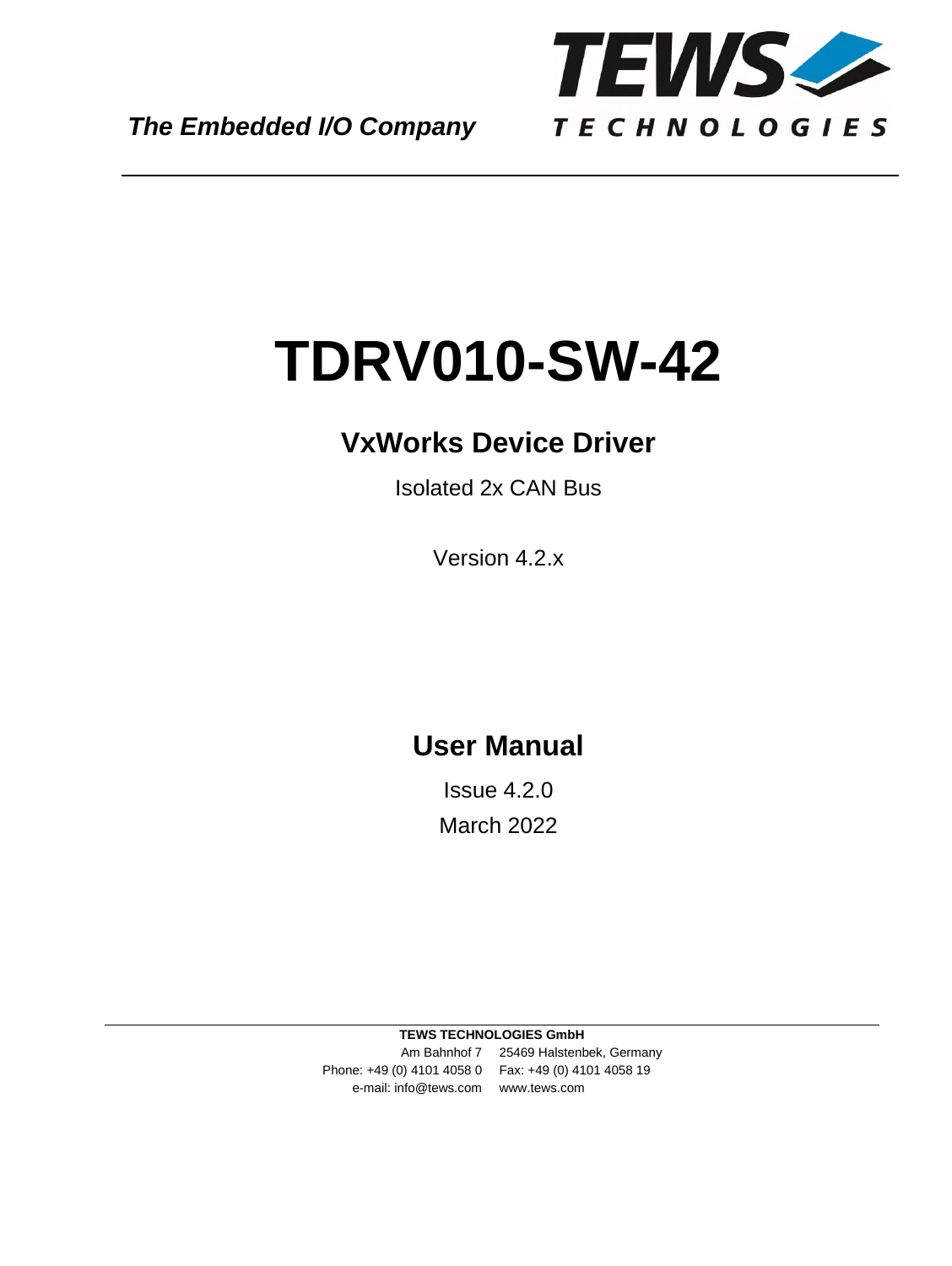*The Embedded I/O Company*

TEWS TECHNOLOGIES

# TDRV010-SW-42

## VxWorks Device Driver

Isolated 2x CAN Bus

Version 4.2.x

## User Manual

Issue 4.2.0

March 2022

**TEWS TECHNOLOGIES GmbH**

Am Bahnhof 7 25469 Halstenbek, Germany

Phone: +49 (0) 4101 4058 0 Fax: +49 (0) 4101 4058 19

e-mail: info@tews.com www.tews.com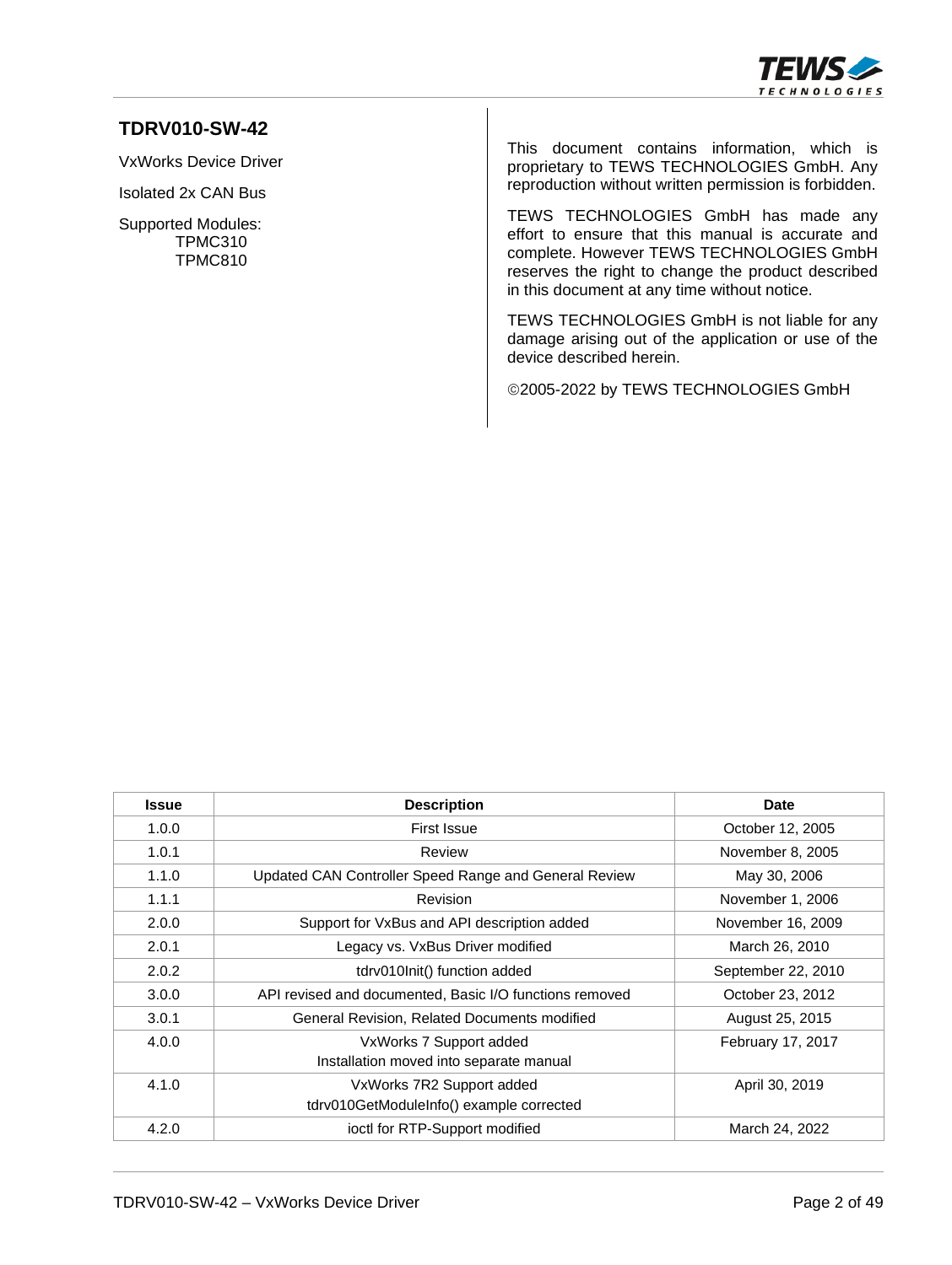**TDRV010-SW-42**

VxWorks Device Driver

Isolated 2x CAN Bus

Supported Modules:
TPMC310
TPMC810

This document contains information, which is proprietary to TEWS TECHNOLOGIES GmbH. Any reproduction without written permission is forbidden.

TEWS TECHNOLOGIES GmbH has made any effort to ensure that this manual is accurate and complete. However TEWS TECHNOLOGIES GmbH reserves the right to change the product described in this document at any time without notice.

TEWS TECHNOLOGIES GmbH is not liable for any damage arising out of the application or use of the device described herein.

©2005-2022 by TEWS TECHNOLOGIES GmbH

| Issue | Description | Date |
|---|---|---|
| 1.0.0 | First Issue | October 12, 2005 |
| 1.0.1 | Review | November 8, 2005 |
| 1.1.0 | Updated CAN Controller Speed Range and General Review | May 30, 2006 |
| 1.1.1 | Revision | November 1, 2006 |
| 2.0.0 | Support for VxBus and API description added | November 16, 2009 |
| 2.0.1 | Legacy vs. VxBus Driver modified | March 26, 2010 |
| 2.0.2 | tdrv010Init() function added | September 22, 2010 |
| 3.0.0 | API revised and documented, Basic I/O functions removed | October 23, 2012 |
| 3.0.1 | General Revision, Related Documents modified | August 25, 2015 |
| 4.0.0 | VxWorks 7 Support added<br>Installation moved into separate manual | February 17, 2017 |
| 4.1.0 | VxWorks 7R2 Support added<br>tdrv010GetModuleInfo() example corrected | April 30, 2019 |
| 4.2.0 | ioctl for RTP-Support modified | March 24, 2022 |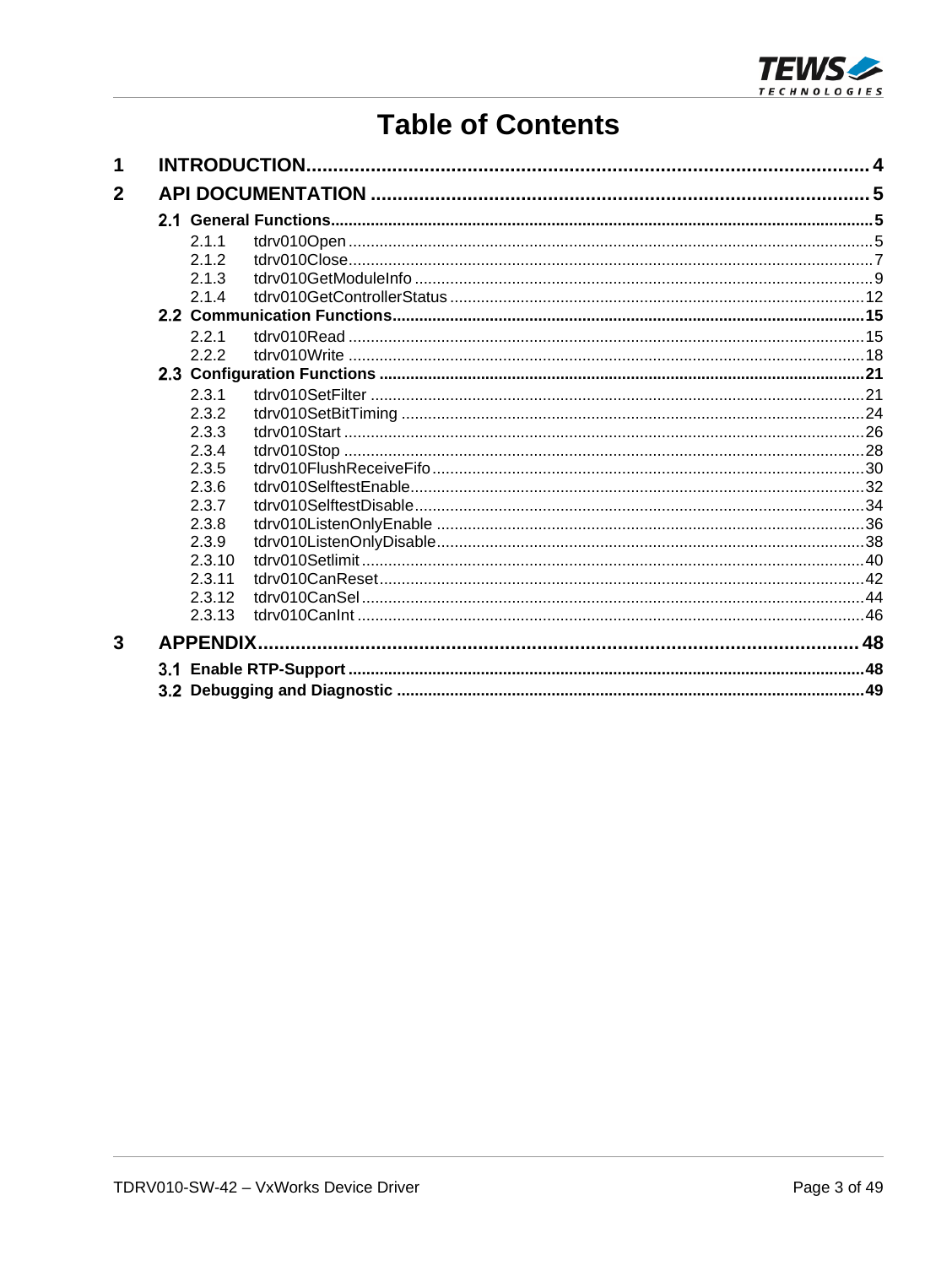# Table of Contents

**1 INTRODUCTION** .......... 4

**2 API DOCUMENTATION** .......... 5

- **2.1 General Functions** .......... 5
  - 2.1.1 tdrv010Open .......... 5
  - 2.1.2 tdrv010Close .......... 7
  - 2.1.3 tdrv010GetModuleInfo .......... 9
  - 2.1.4 tdrv010GetControllerStatus .......... 12
- **2.2 Communication Functions** .......... 15
  - 2.2.1 tdrv010Read .......... 15
  - 2.2.2 tdrv010Write .......... 18
- **2.3 Configuration Functions** .......... 21
  - 2.3.1 tdrv010SetFilter .......... 21
  - 2.3.2 tdrv010SetBitTiming .......... 24
  - 2.3.3 tdrv010Start .......... 26
  - 2.3.4 tdrv010Stop .......... 28
  - 2.3.5 tdrv010FlushReceiveFifo .......... 30
  - 2.3.6 tdrv010SelftestEnable .......... 32
  - 2.3.7 tdrv010SelftestDisable .......... 34
  - 2.3.8 tdrv010ListenOnlyEnable .......... 36
  - 2.3.9 tdrv010ListenOnlyDisable .......... 38
  - 2.3.10 tdrv010Setlimit .......... 40
  - 2.3.11 tdrv010CanReset .......... 42
  - 2.3.12 tdrv010CanSel .......... 44
  - 2.3.13 tdrv010CanInt .......... 46

**3 APPENDIX** .......... 48

- **3.1 Enable RTP-Support** .......... 48
- **3.2 Debugging and Diagnostic** .......... 49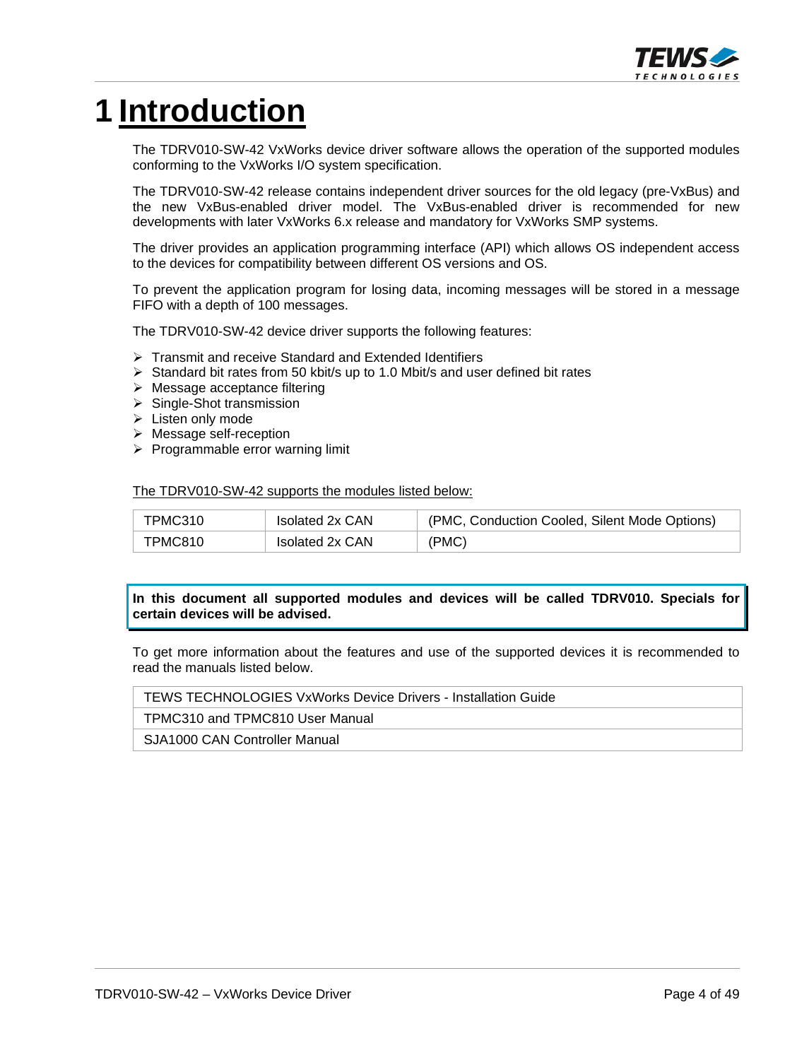# 1 Introduction

The TDRV010-SW-42 VxWorks device driver software allows the operation of the supported modules conforming to the VxWorks I/O system specification.

The TDRV010-SW-42 release contains independent driver sources for the old legacy (pre-VxBus) and the new VxBus-enabled driver model. The VxBus-enabled driver is recommended for new developments with later VxWorks 6.x release and mandatory for VxWorks SMP systems.

The driver provides an application programming interface (API) which allows OS independent access to the devices for compatibility between different OS versions and OS.

To prevent the application program for losing data, incoming messages will be stored in a message FIFO with a depth of 100 messages.

The TDRV010-SW-42 device driver supports the following features:

- Transmit and receive Standard and Extended Identifiers
- Standard bit rates from 50 kbit/s up to 1.0 Mbit/s and user defined bit rates
- Message acceptance filtering
- Single-Shot transmission
- Listen only mode
- Message self-reception
- Programmable error warning limit

The TDRV010-SW-42 supports the modules listed below:

| | | |
|---|---|---|
| TPMC310 | Isolated 2x CAN | (PMC, Conduction Cooled, Silent Mode Options) |
| TPMC810 | Isolated 2x CAN | (PMC) |

**In this document all supported modules and devices will be called TDRV010. Specials for certain devices will be advised.**

To get more information about the features and use of the supported devices it is recommended to read the manuals listed below.

| |
|---|
| TEWS TECHNOLOGIES VxWorks Device Drivers - Installation Guide |
| TPMC310 and TPMC810 User Manual |
| SJA1000 CAN Controller Manual |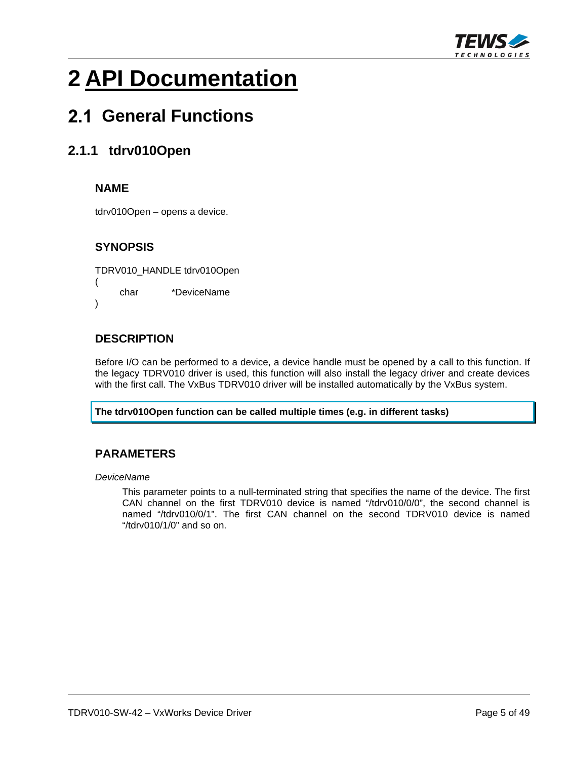# 2 API Documentation

## 2.1 General Functions

### 2.1.1 tdrv010Open

#### NAME

tdrv010Open – opens a device.

#### SYNOPSIS

```
TDRV010_HANDLE tdrv010Open
(
    char        *DeviceName
)
```

#### DESCRIPTION

Before I/O can be performed to a device, a device handle must be opened by a call to this function. If the legacy TDRV010 driver is used, this function will also install the legacy driver and create devices with the first call. The VxBus TDRV010 driver will be installed automatically by the VxBus system.

**The tdrv010Open function can be called multiple times (e.g. in different tasks)**

#### PARAMETERS

*DeviceName*

This parameter points to a null-terminated string that specifies the name of the device. The first CAN channel on the first TDRV010 device is named "/tdrv010/0/0", the second channel is named "/tdrv010/0/1". The first CAN channel on the second TDRV010 device is named "/tdrv010/1/0" and so on.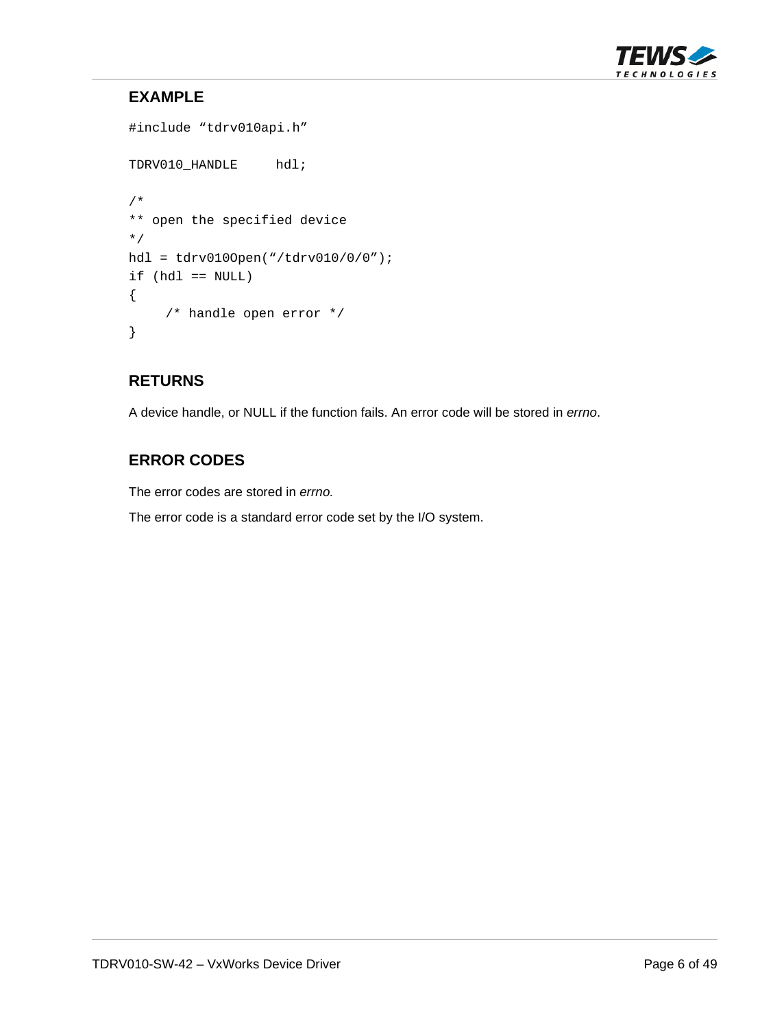## EXAMPLE

```
#include “tdrv010api.h”

TDRV010_HANDLE     hdl;

/*
** open the specified device
*/
hdl = tdrv010Open(“/tdrv010/0/0”);
if (hdl == NULL)
{
    /* handle open error */
}
```

## RETURNS

A device handle, or NULL if the function fails. An error code will be stored in *errno*.

## ERROR CODES

The error codes are stored in *errno.*

The error code is a standard error code set by the I/O system.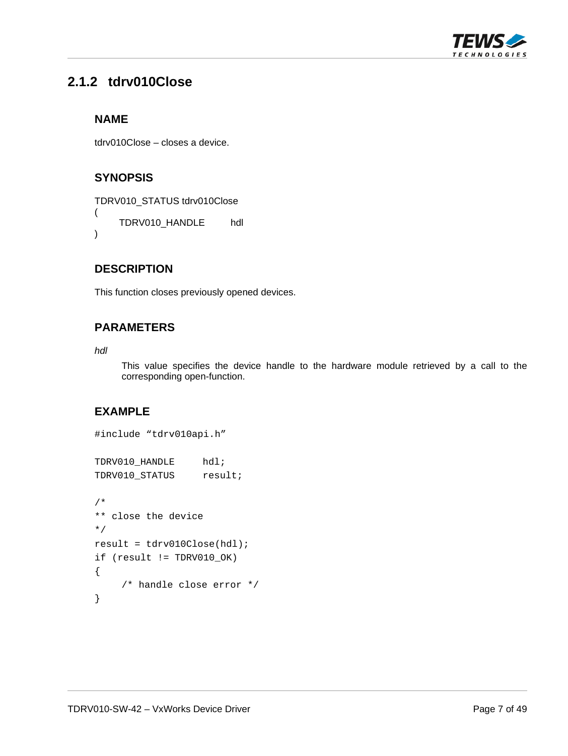## 2.1.2 tdrv010Close

### NAME

tdrv010Close – closes a device.

### SYNOPSIS

```
TDRV010_STATUS tdrv010Close
(
    TDRV010_HANDLE      hdl
)
```

### DESCRIPTION

This function closes previously opened devices.

### PARAMETERS

*hdl*

This value specifies the device handle to the hardware module retrieved by a call to the corresponding open-function.

### EXAMPLE

```
#include "tdrv010api.h"

TDRV010_HANDLE      hdl;
TDRV010_STATUS      result;

/*
** close the device
*/
result = tdrv010Close(hdl);
if (result != TDRV010_OK)
{
    /* handle close error */
}
```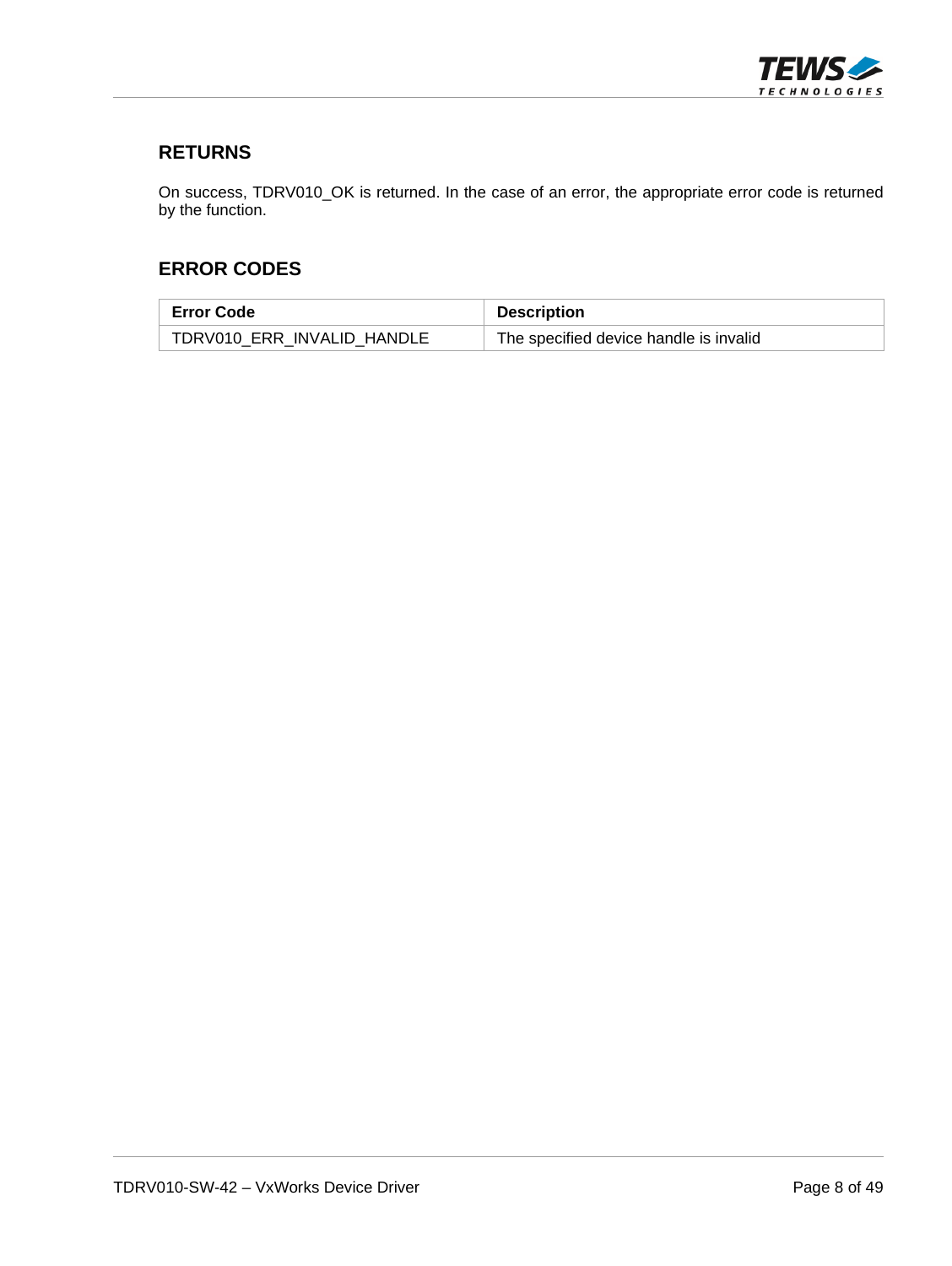### RETURNS

On success, TDRV010_OK is returned. In the case of an error, the appropriate error code is returned by the function.

### ERROR CODES

| Error Code | Description |
| --- | --- |
| TDRV010_ERR_INVALID_HANDLE | The specified device handle is invalid |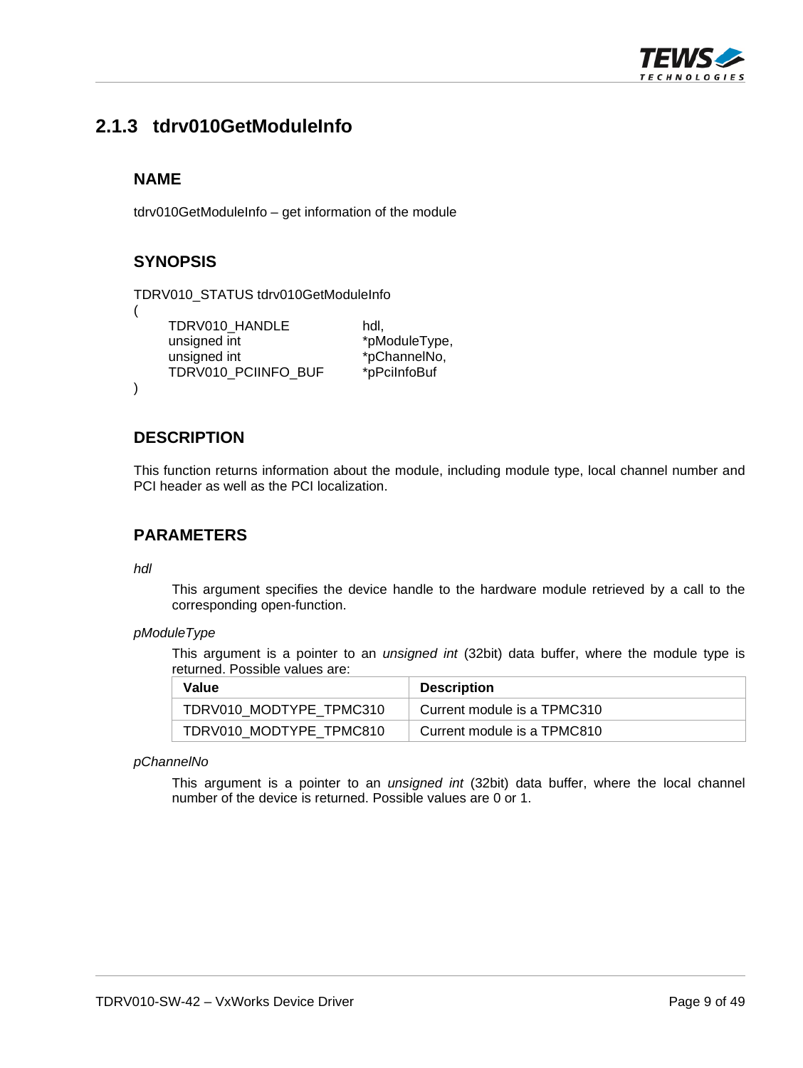### 2.1.3 tdrv010GetModuleInfo

#### NAME

tdrv010GetModuleInfo – get information of the module

#### SYNOPSIS

```
TDRV010_STATUS tdrv010GetModuleInfo
(
    TDRV010_HANDLE          hdl,
    unsigned int            *pModuleType,
    unsigned int            *pChannelNo,
    TDRV010_PCIINFO_BUF     *pPciInfoBuf
)
```

#### DESCRIPTION

This function returns information about the module, including module type, local channel number and PCI header as well as the PCI localization.

#### PARAMETERS

*hdl*

This argument specifies the device handle to the hardware module retrieved by a call to the corresponding open-function.

*pModuleType*

This argument is a pointer to an *unsigned int* (32bit) data buffer, where the module type is returned. Possible values are:

| Value | Description |
|---|---|
| TDRV010_MODTYPE_TPMC310 | Current module is a TPMC310 |
| TDRV010_MODTYPE_TPMC810 | Current module is a TPMC810 |

*pChannelNo*

This argument is a pointer to an *unsigned int* (32bit) data buffer, where the local channel number of the device is returned. Possible values are 0 or 1.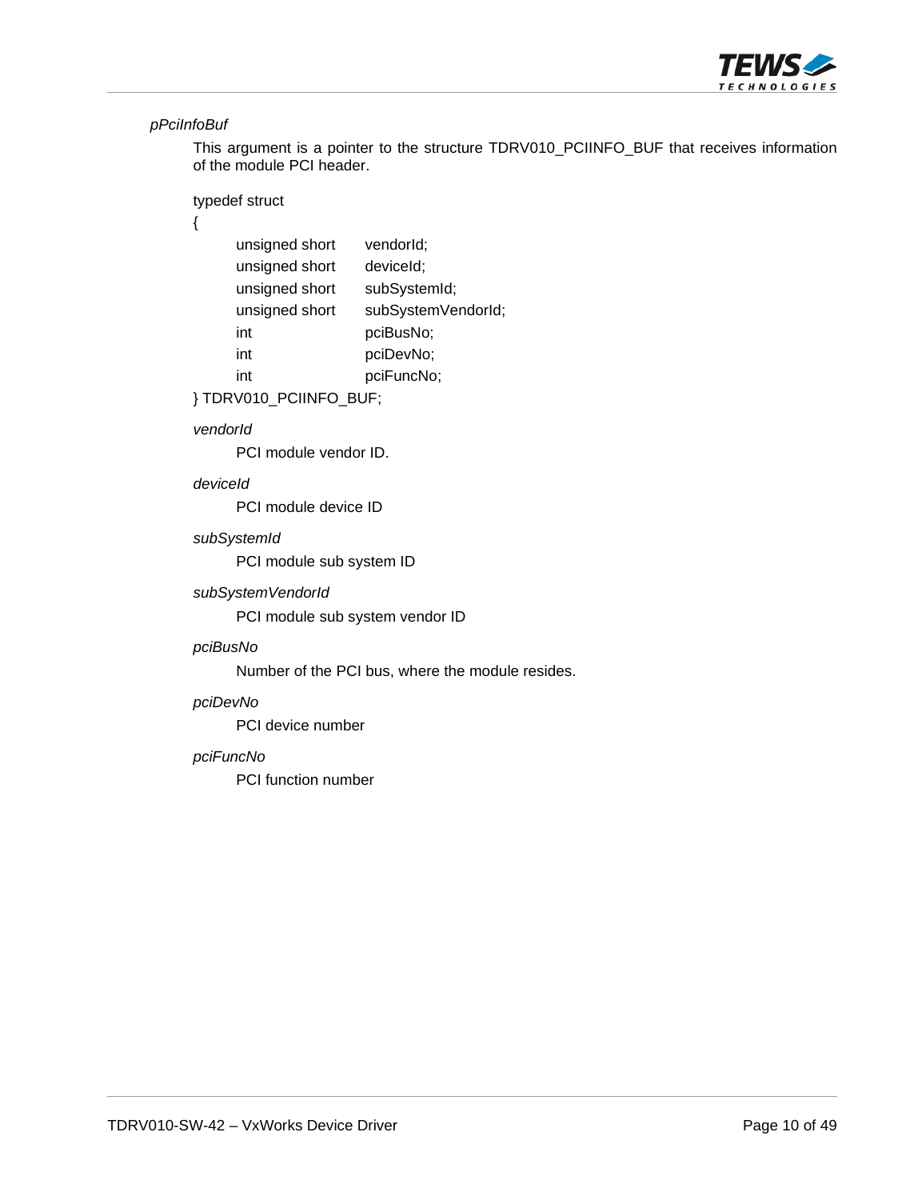*pPciInfoBuf*

This argument is a pointer to the structure TDRV010_PCIINFO_BUF that receives information of the module PCI header.

```
typedef struct
{
    unsigned short    vendorId;
    unsigned short    deviceId;
    unsigned short    subSystemId;
    unsigned short    subSystemVendorId;
    int               pciBusNo;
    int               pciDevNo;
    int               pciFuncNo;
} TDRV010_PCIINFO_BUF;
```

*vendorId*

PCI module vendor ID.

*deviceId*

PCI module device ID

*subSystemId*

PCI module sub system ID

*subSystemVendorId*

PCI module sub system vendor ID

*pciBusNo*

Number of the PCI bus, where the module resides.

*pciDevNo*

PCI device number

*pciFuncNo*

PCI function number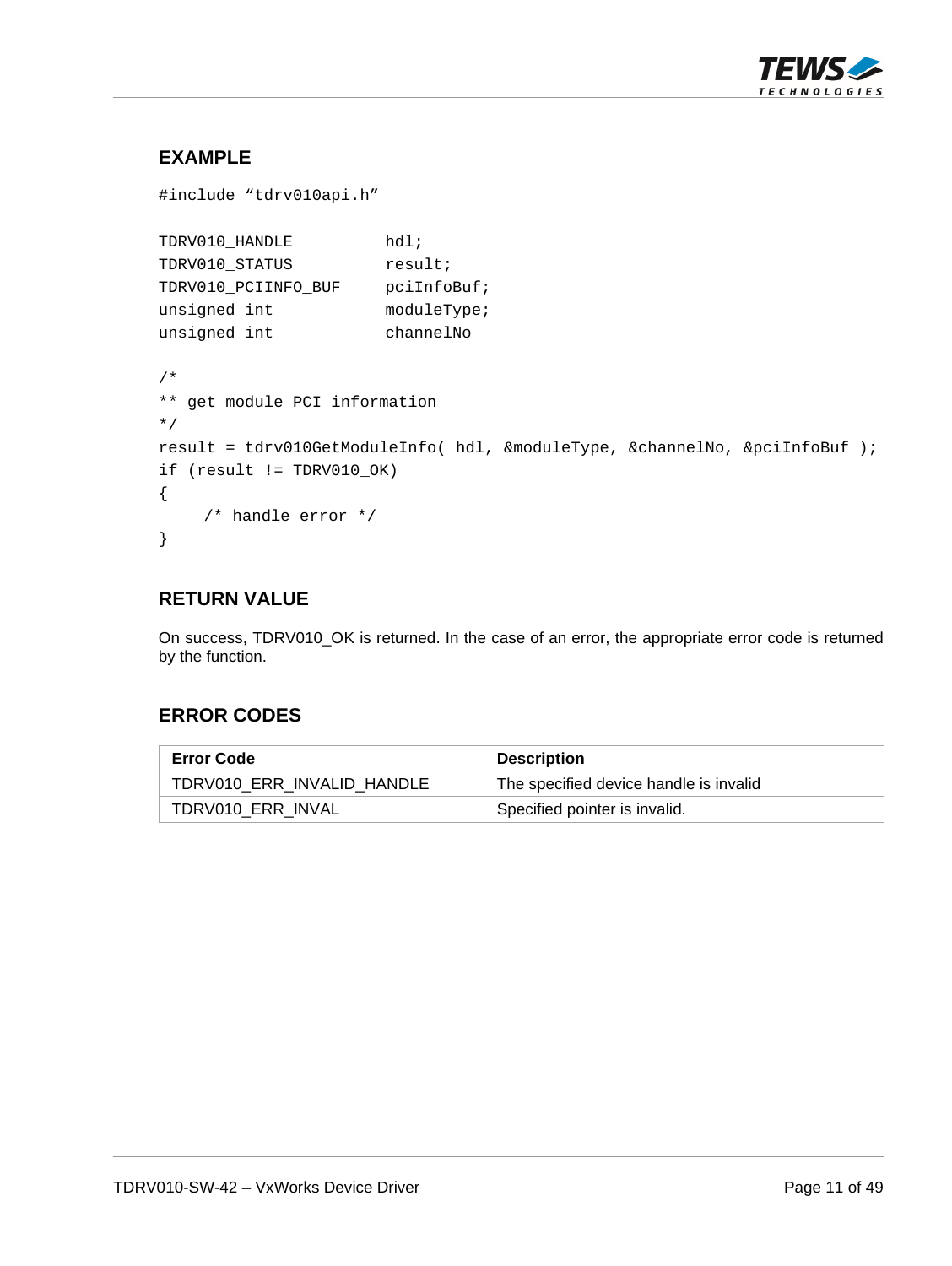## EXAMPLE

```
#include “tdrv010api.h”

TDRV010_HANDLE          hdl;
TDRV010_STATUS          result;
TDRV010_PCIINFO_BUF     pciInfoBuf;
unsigned int            moduleType;
unsigned int            channelNo

/*
** get module PCI information
*/
result = tdrv010GetModuleInfo( hdl, &moduleType, &channelNo, &pciInfoBuf );
if (result != TDRV010_OK)
{
    /* handle error */
}
```

## RETURN VALUE

On success, TDRV010_OK is returned. In the case of an error, the appropriate error code is returned by the function.

## ERROR CODES

| Error Code | Description |
| --- | --- |
| TDRV010_ERR_INVALID_HANDLE | The specified device handle is invalid |
| TDRV010_ERR_INVAL | Specified pointer is invalid. |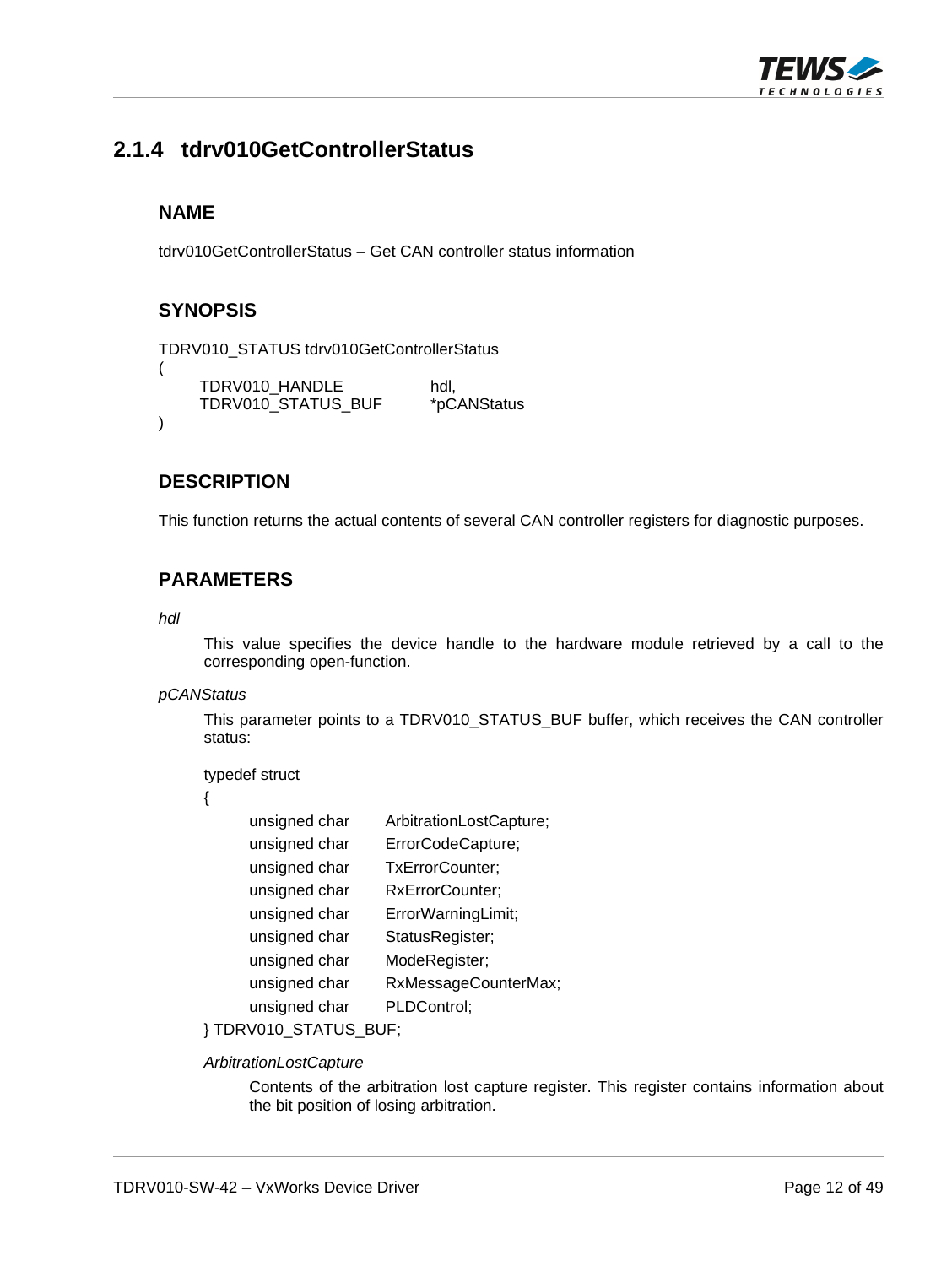## 2.1.4 tdrv010GetControllerStatus

### NAME

tdrv010GetControllerStatus – Get CAN controller status information

### SYNOPSIS

```
TDRV010_STATUS tdrv010GetControllerStatus
(
    TDRV010_HANDLE          hdl,
    TDRV010_STATUS_BUF      *pCANStatus
)
```

### DESCRIPTION

This function returns the actual contents of several CAN controller registers for diagnostic purposes.

### PARAMETERS

*hdl*

This value specifies the device handle to the hardware module retrieved by a call to the corresponding open-function.

*pCANStatus*

This parameter points to a TDRV010_STATUS_BUF buffer, which receives the CAN controller status:

```
typedef struct
{
    unsigned char    ArbitrationLostCapture;
    unsigned char    ErrorCodeCapture;
    unsigned char    TxErrorCounter;
    unsigned char    RxErrorCounter;
    unsigned char    ErrorWarningLimit;
    unsigned char    StatusRegister;
    unsigned char    ModeRegister;
    unsigned char    RxMessageCounterMax;
    unsigned char    PLDControl;
} TDRV010_STATUS_BUF;
```

*ArbitrationLostCapture*

Contents of the arbitration lost capture register. This register contains information about the bit position of losing arbitration.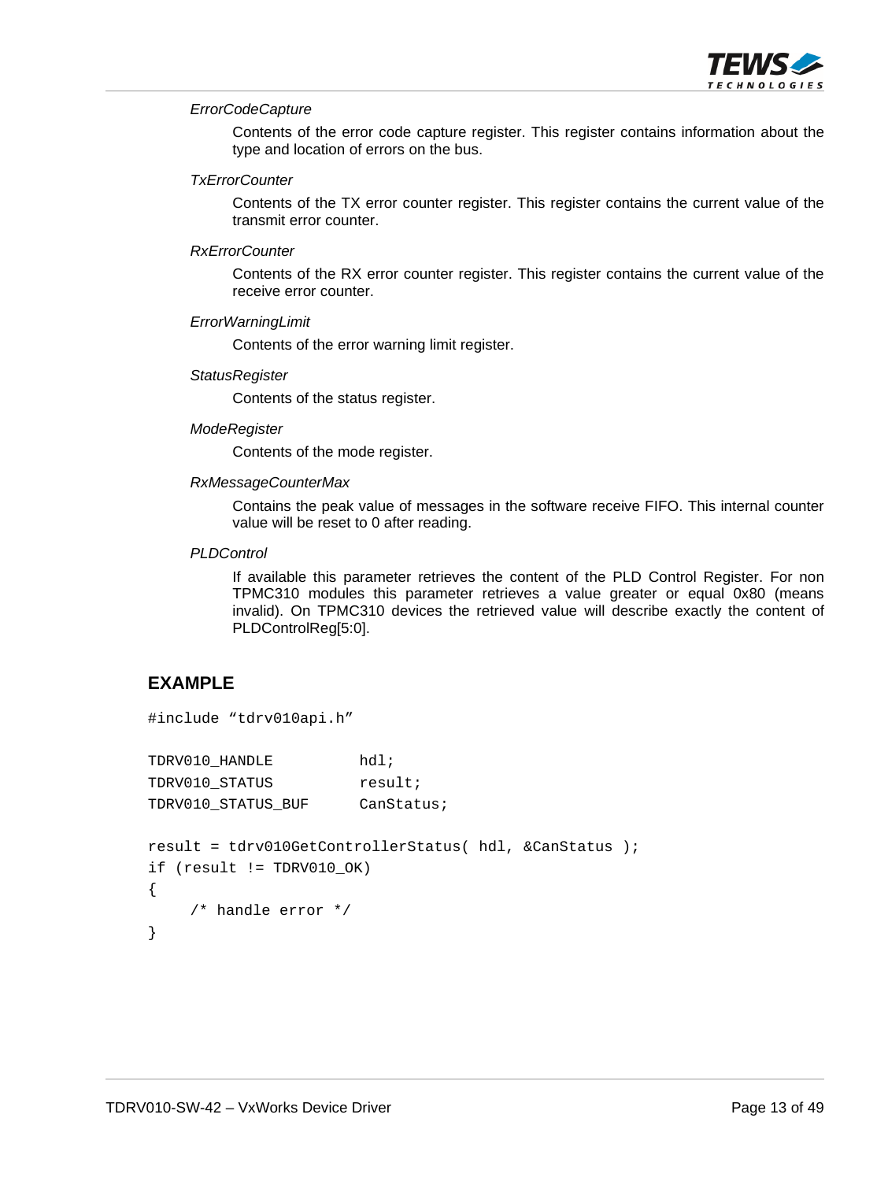*ErrorCodeCapture*

Contents of the error code capture register. This register contains information about the type and location of errors on the bus.

*TxErrorCounter*

Contents of the TX error counter register. This register contains the current value of the transmit error counter.

*RxErrorCounter*

Contents of the RX error counter register. This register contains the current value of the receive error counter.

*ErrorWarningLimit*

Contents of the error warning limit register.

*StatusRegister*

Contents of the status register.

*ModeRegister*

Contents of the mode register.

*RxMessageCounterMax*

Contains the peak value of messages in the software receive FIFO. This internal counter value will be reset to 0 after reading.

*PLDControl*

If available this parameter retrieves the content of the PLD Control Register. For non TPMC310 modules this parameter retrieves a value greater or equal 0x80 (means invalid). On TPMC310 devices the retrieved value will describe exactly the content of PLDControlReg[5:0].

## EXAMPLE

```
#include "tdrv010api.h"

TDRV010_HANDLE          hdl;
TDRV010_STATUS          result;
TDRV010_STATUS_BUF      CanStatus;

result = tdrv010GetControllerStatus( hdl, &CanStatus );
if (result != TDRV010_OK)
{
    /* handle error */
}
```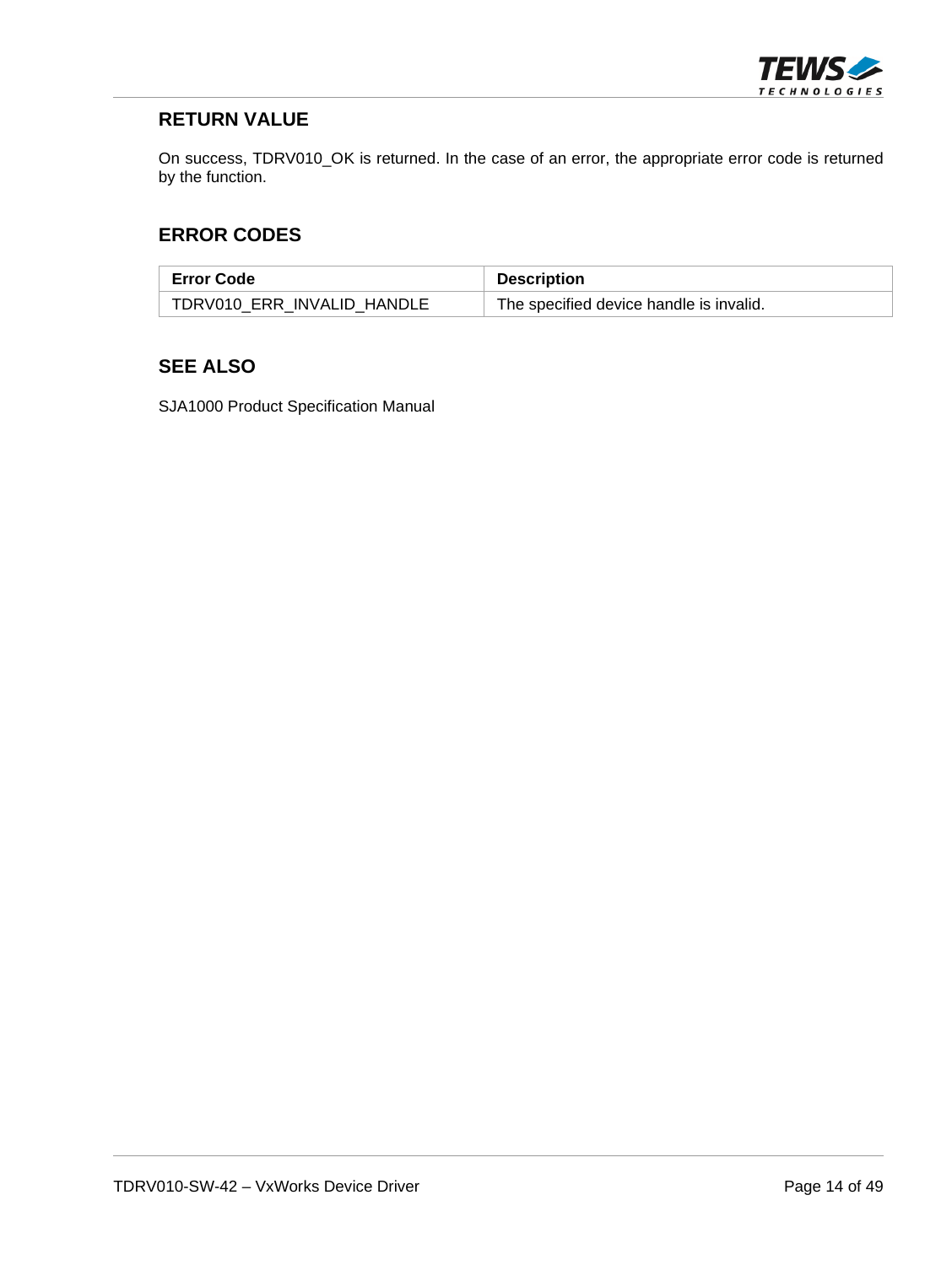### RETURN VALUE

On success, TDRV010_OK is returned. In the case of an error, the appropriate error code is returned by the function.

### ERROR CODES

| Error Code | Description |
|---|---|
| TDRV010_ERR_INVALID_HANDLE | The specified device handle is invalid. |

### SEE ALSO

SJA1000 Product Specification Manual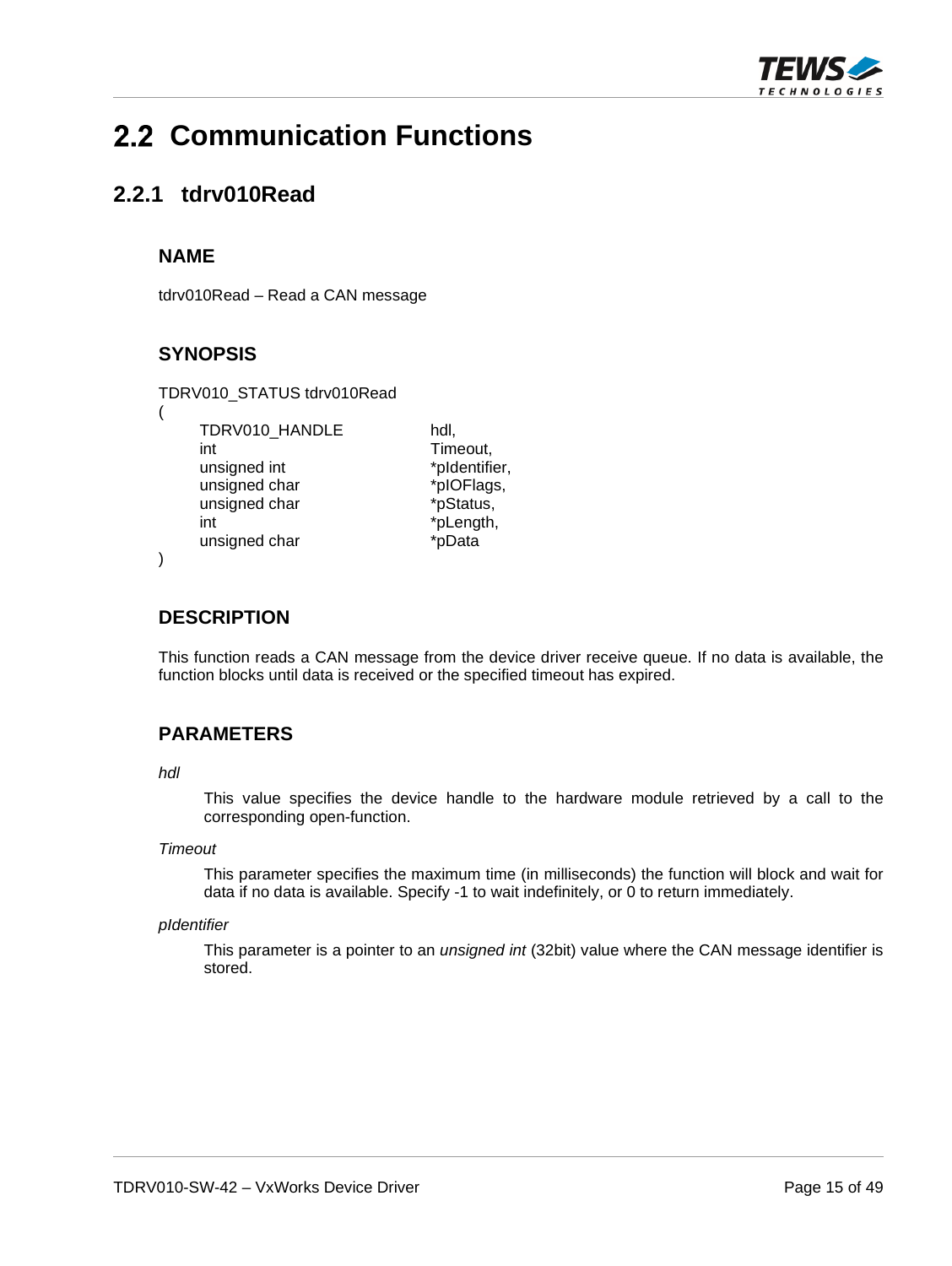# 2.2 Communication Functions

## 2.2.1 tdrv010Read

### NAME

tdrv010Read – Read a CAN message

### SYNOPSIS

```
TDRV010_STATUS tdrv010Read
(
    TDRV010_HANDLE          hdl,
    int                     Timeout,
    unsigned int            *pIdentifier,
    unsigned char           *pIOFlags,
    unsigned char           *pStatus,
    int                     *pLength,
    unsigned char           *pData
)
```

### DESCRIPTION

This function reads a CAN message from the device driver receive queue. If no data is available, the function blocks until data is received or the specified timeout has expired.

### PARAMETERS

*hdl*

This value specifies the device handle to the hardware module retrieved by a call to the corresponding open-function.

*Timeout*

This parameter specifies the maximum time (in milliseconds) the function will block and wait for data if no data is available. Specify -1 to wait indefinitely, or 0 to return immediately.

*pIdentifier*

This parameter is a pointer to an *unsigned int* (32bit) value where the CAN message identifier is stored.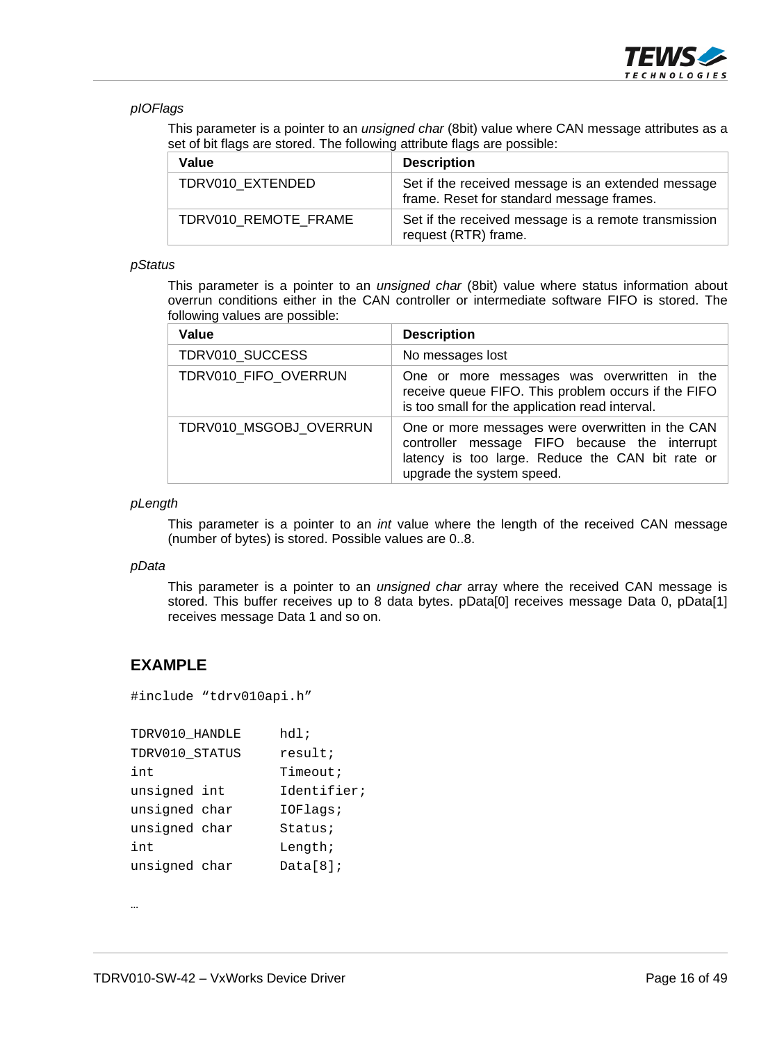*pIOFlags*

This parameter is a pointer to an *unsigned char* (8bit) value where CAN message attributes as a set of bit flags are stored. The following attribute flags are possible:

| Value | Description |
|---|---|
| TDRV010_EXTENDED | Set if the received message is an extended message frame. Reset for standard message frames. |
| TDRV010_REMOTE_FRAME | Set if the received message is a remote transmission request (RTR) frame. |

*pStatus*

This parameter is a pointer to an *unsigned char* (8bit) value where status information about overrun conditions either in the CAN controller or intermediate software FIFO is stored. The following values are possible:

| Value | Description |
|---|---|
| TDRV010_SUCCESS | No messages lost |
| TDRV010_FIFO_OVERRUN | One or more messages was overwritten in the receive queue FIFO. This problem occurs if the FIFO is too small for the application read interval. |
| TDRV010_MSGOBJ_OVERRUN | One or more messages were overwritten in the CAN controller message FIFO because the interrupt latency is too large. Reduce the CAN bit rate or upgrade the system speed. |

*pLength*

This parameter is a pointer to an *int* value where the length of the received CAN message (number of bytes) is stored. Possible values are 0..8.

*pData*

This parameter is a pointer to an *unsigned char* array where the received CAN message is stored. This buffer receives up to 8 data bytes. pData[0] receives message Data 0, pData[1] receives message Data 1 and so on.

## EXAMPLE

```
#include “tdrv010api.h”

TDRV010_HANDLE      hdl;
TDRV010_STATUS      result;
int                 Timeout;
unsigned int        Identifier;
unsigned char       IOFlags;
unsigned char       Status;
int                 Length;
unsigned char       Data[8];

…
```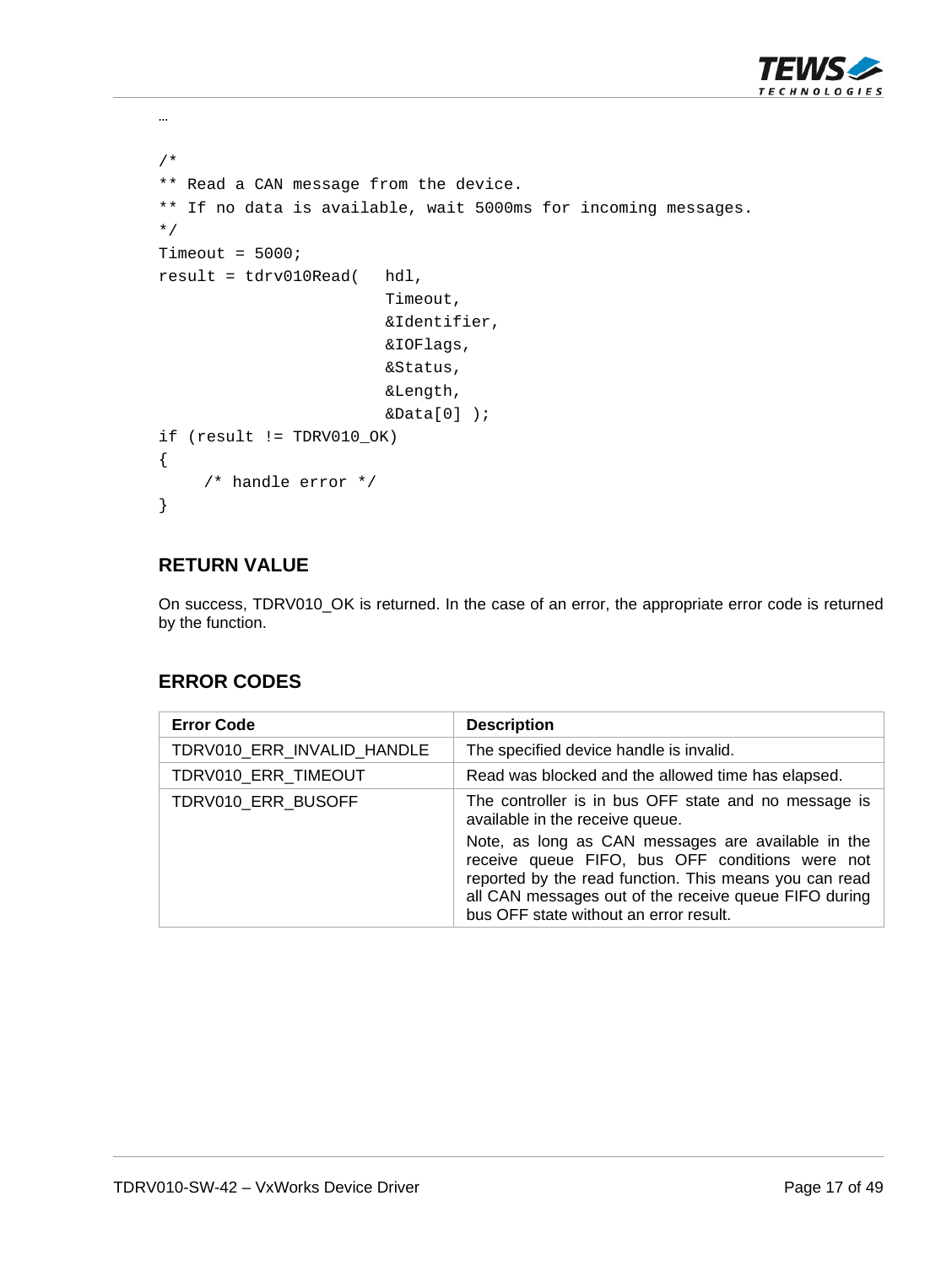…

```
/*
** Read a CAN message from the device.
** If no data is available, wait 5000ms for incoming messages.
*/
Timeout = 5000;
result = tdrv010Read(   hdl,
                        Timeout,
                        &Identifier,
                        &IOFlags,
                        &Status,
                        &Length,
                        &Data[0] );
if (result != TDRV010_OK)
{
    /* handle error */
}
```

## RETURN VALUE

On success, TDRV010_OK is returned. In the case of an error, the appropriate error code is returned by the function.

## ERROR CODES

| Error Code | Description |
|---|---|
| TDRV010_ERR_INVALID_HANDLE | The specified device handle is invalid. |
| TDRV010_ERR_TIMEOUT | Read was blocked and the allowed time has elapsed. |
| TDRV010_ERR_BUSOFF | The controller is in bus OFF state and no message is available in the receive queue.<br><br>Note, as long as CAN messages are available in the receive queue FIFO, bus OFF conditions were not reported by the read function. This means you can read all CAN messages out of the receive queue FIFO during bus OFF state without an error result. |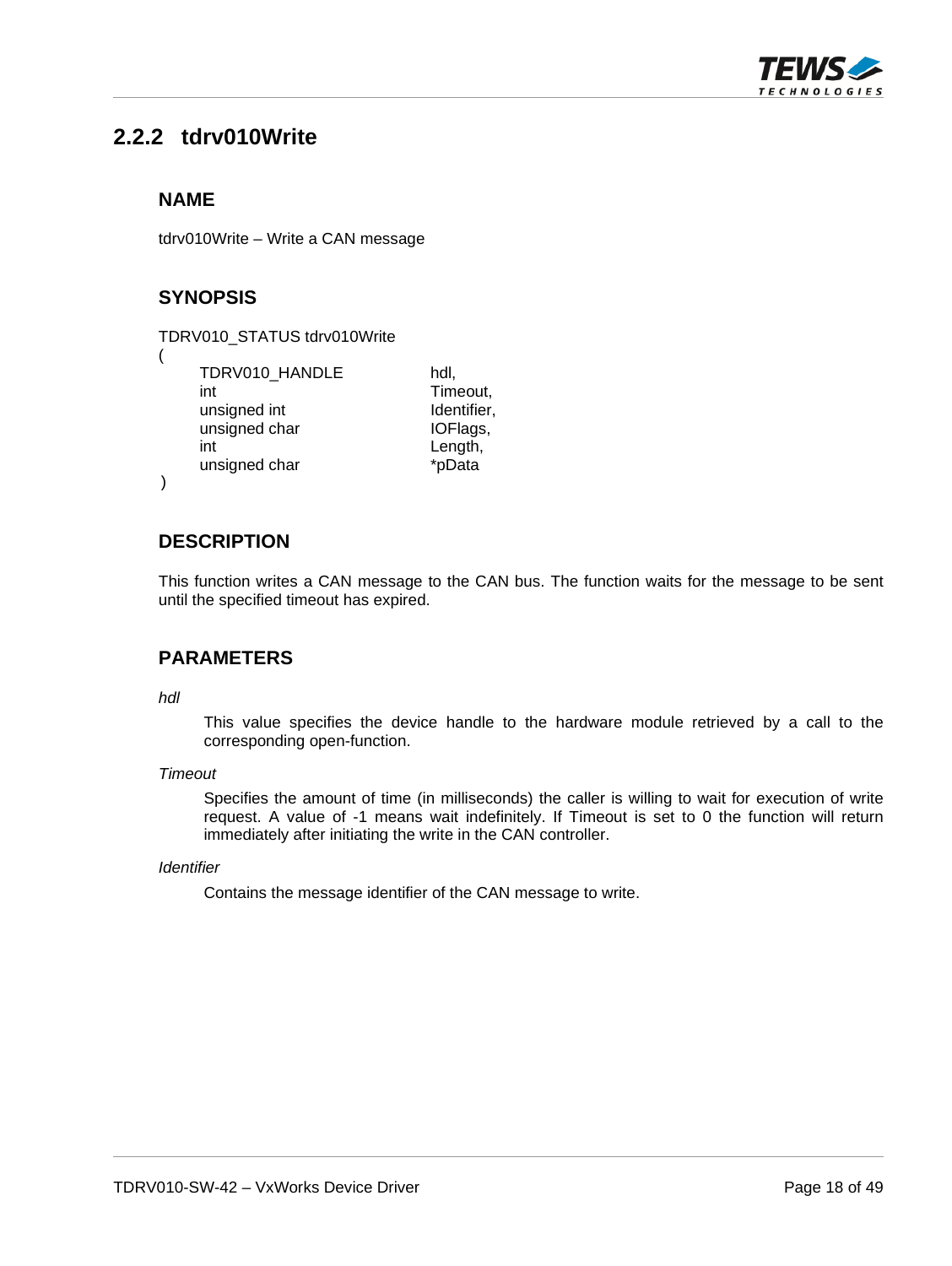### 2.2.2 tdrv010Write

#### NAME

tdrv010Write – Write a CAN message

#### SYNOPSIS

```
TDRV010_STATUS tdrv010Write
(
    TDRV010_HANDLE          hdl,
    int                     Timeout,
    unsigned int            Identifier,
    unsigned char           IOFlags,
    int                     Length,
    unsigned char           *pData
)
```

#### DESCRIPTION

This function writes a CAN message to the CAN bus. The function waits for the message to be sent until the specified timeout has expired.

#### PARAMETERS

*hdl*

This value specifies the device handle to the hardware module retrieved by a call to the corresponding open-function.

*Timeout*

Specifies the amount of time (in milliseconds) the caller is willing to wait for execution of write request. A value of -1 means wait indefinitely. If Timeout is set to 0 the function will return immediately after initiating the write in the CAN controller.

*Identifier*

Contains the message identifier of the CAN message to write.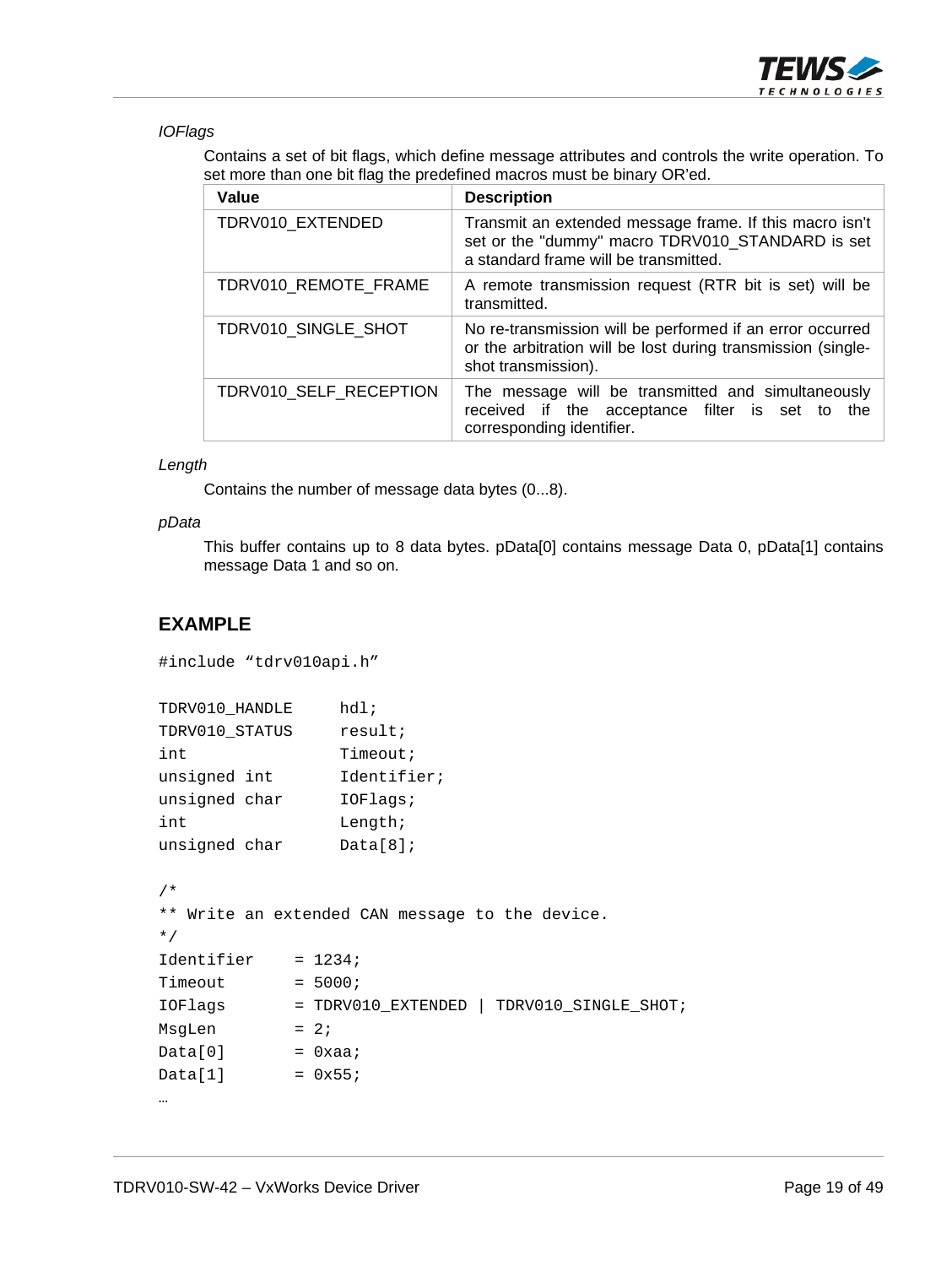*IOFlags*

Contains a set of bit flags, which define message attributes and controls the write operation. To set more than one bit flag the predefined macros must be binary OR'ed.

| Value | Description |
|---|---|
| TDRV010_EXTENDED | Transmit an extended message frame. If this macro isn't set or the "dummy" macro TDRV010_STANDARD is set a standard frame will be transmitted. |
| TDRV010_REMOTE_FRAME | A remote transmission request (RTR bit is set) will be transmitted. |
| TDRV010_SINGLE_SHOT | No re-transmission will be performed if an error occurred or the arbitration will be lost during transmission (single-shot transmission). |
| TDRV010_SELF_RECEPTION | The message will be transmitted and simultaneously received if the acceptance filter is set to the corresponding identifier. |

*Length*

Contains the number of message data bytes (0...8).

*pData*

This buffer contains up to 8 data bytes. pData[0] contains message Data 0, pData[1] contains message Data 1 and so on.

## EXAMPLE

```
#include "tdrv010api.h"

TDRV010_HANDLE      hdl;
TDRV010_STATUS      result;
int                 Timeout;
unsigned int        Identifier;
unsigned char       IOFlags;
int                 Length;
unsigned char       Data[8];

/*
** Write an extended CAN message to the device.
*/
Identifier     = 1234;
Timeout        = 5000;
IOFlags        = TDRV010_EXTENDED | TDRV010_SINGLE_SHOT;
MsgLen         = 2;
Data[0]        = 0xaa;
Data[1]        = 0x55;
…
```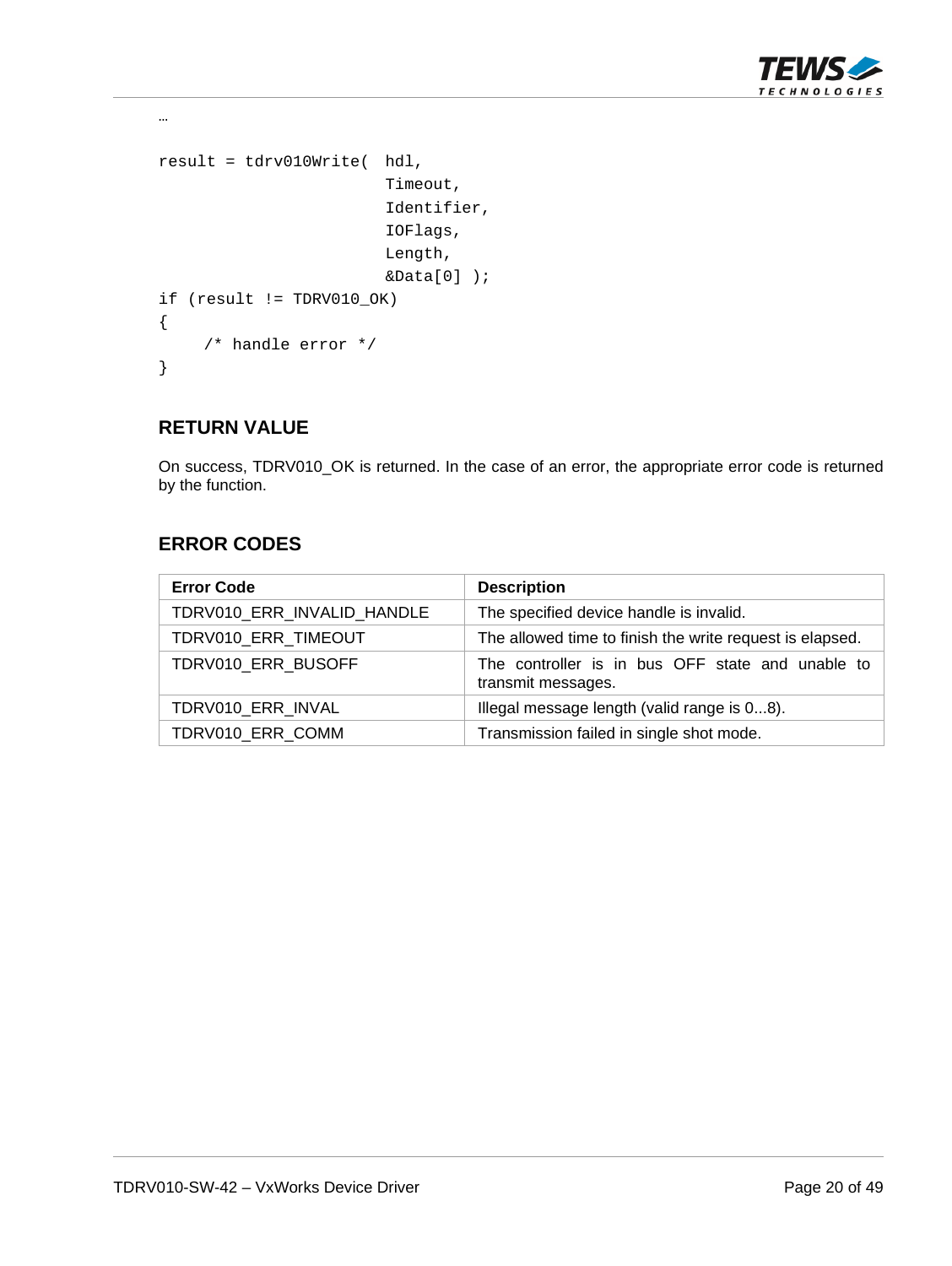…

```
result = tdrv010Write(  hdl,
                        Timeout,
                        Identifier,
                        IOFlags,
                        Length,
                        &Data[0] );
if (result != TDRV010_OK)
{
     /* handle error */
}
```

### RETURN VALUE

On success, TDRV010_OK is returned. In the case of an error, the appropriate error code is returned by the function.

### ERROR CODES

| Error Code | Description |
|---|---|
| TDRV010_ERR_INVALID_HANDLE | The specified device handle is invalid. |
| TDRV010_ERR_TIMEOUT | The allowed time to finish the write request is elapsed. |
| TDRV010_ERR_BUSOFF | The controller is in bus OFF state and unable to transmit messages. |
| TDRV010_ERR_INVAL | Illegal message length (valid range is 0...8). |
| TDRV010_ERR_COMM | Transmission failed in single shot mode. |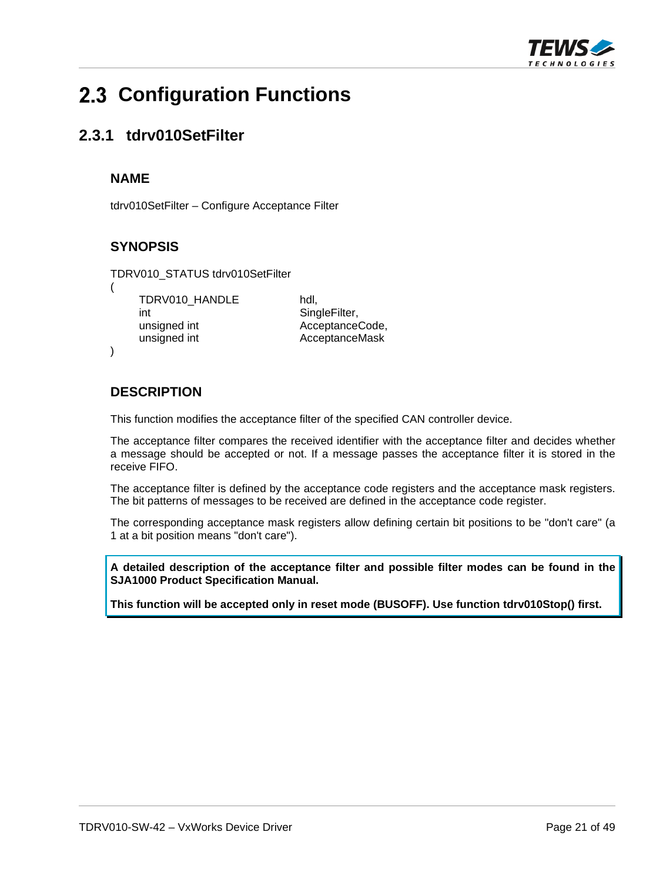## 2.3 Configuration Functions

### 2.3.1 tdrv010SetFilter

#### NAME

tdrv010SetFilter – Configure Acceptance Filter

#### SYNOPSIS

```
TDRV010_STATUS tdrv010SetFilter
(
    TDRV010_HANDLE          hdl,
    int                     SingleFilter,
    unsigned int            AcceptanceCode,
    unsigned int            AcceptanceMask
)
```

#### DESCRIPTION

This function modifies the acceptance filter of the specified CAN controller device.

The acceptance filter compares the received identifier with the acceptance filter and decides whether a message should be accepted or not. If a message passes the acceptance filter it is stored in the receive FIFO.

The acceptance filter is defined by the acceptance code registers and the acceptance mask registers. The bit patterns of messages to be received are defined in the acceptance code register.

The corresponding acceptance mask registers allow defining certain bit positions to be "don't care" (a 1 at a bit position means "don't care").

**A detailed description of the acceptance filter and possible filter modes can be found in the SJA1000 Product Specification Manual.**

**This function will be accepted only in reset mode (BUSOFF). Use function tdrv010Stop() first.**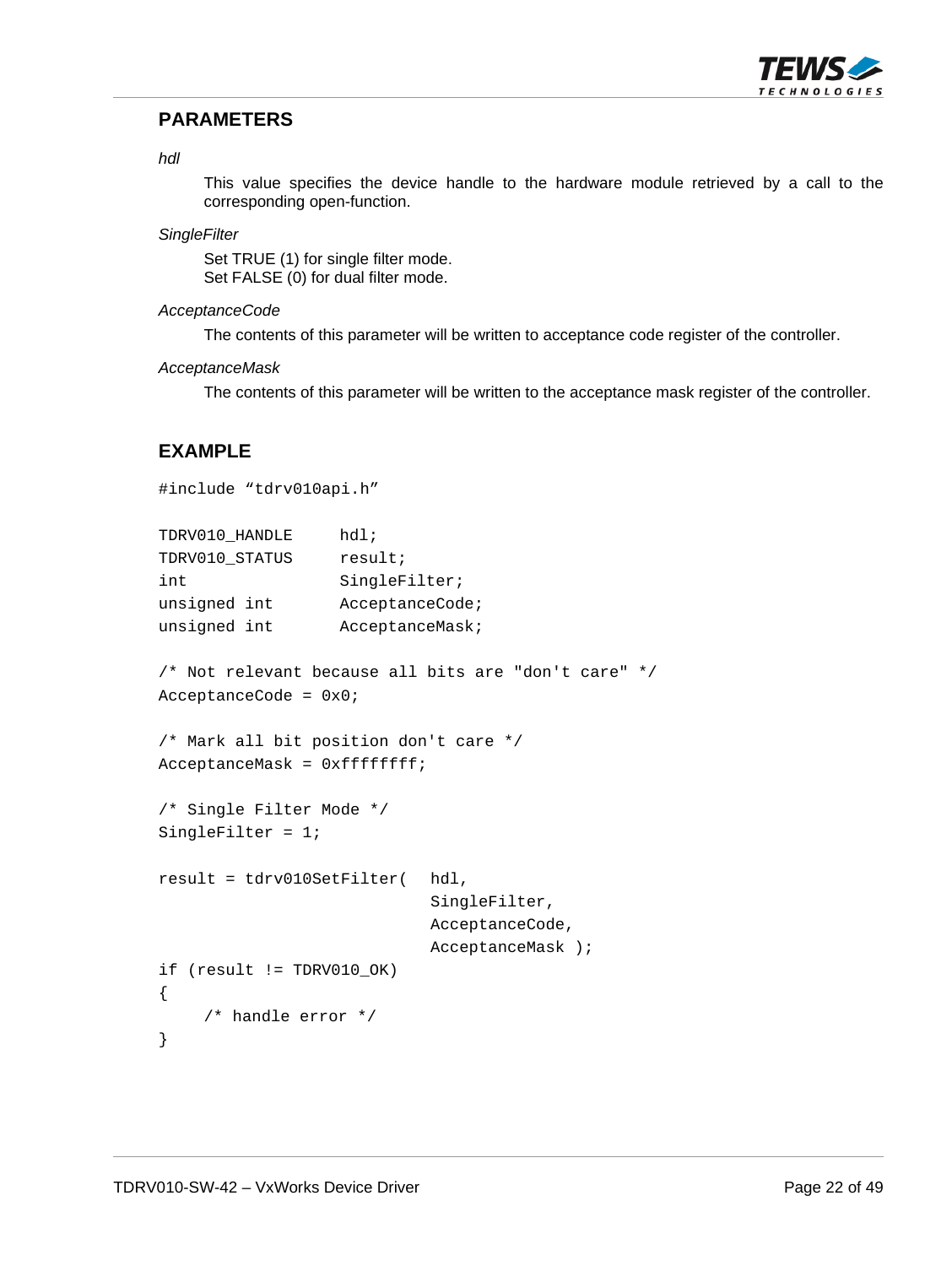## PARAMETERS

*hdl*

This value specifies the device handle to the hardware module retrieved by a call to the corresponding open-function.

*SingleFilter*

Set TRUE (1) for single filter mode.
Set FALSE (0) for dual filter mode.

*AcceptanceCode*

The contents of this parameter will be written to acceptance code register of the controller.

*AcceptanceMask*

The contents of this parameter will be written to the acceptance mask register of the controller.

## EXAMPLE

```
#include “tdrv010api.h”

TDRV010_HANDLE      hdl;
TDRV010_STATUS      result;
int                 SingleFilter;
unsigned int        AcceptanceCode;
unsigned int        AcceptanceMask;

/* Not relevant because all bits are "don't care" */
AcceptanceCode = 0x0;

/* Mark all bit position don't care */
AcceptanceMask = 0xffffffff;

/* Single Filter Mode */
SingleFilter = 1;

result = tdrv010SetFilter(   hdl,
                             SingleFilter,
                             AcceptanceCode,
                             AcceptanceMask );
if (result != TDRV010_OK)
{
    /* handle error */
}
```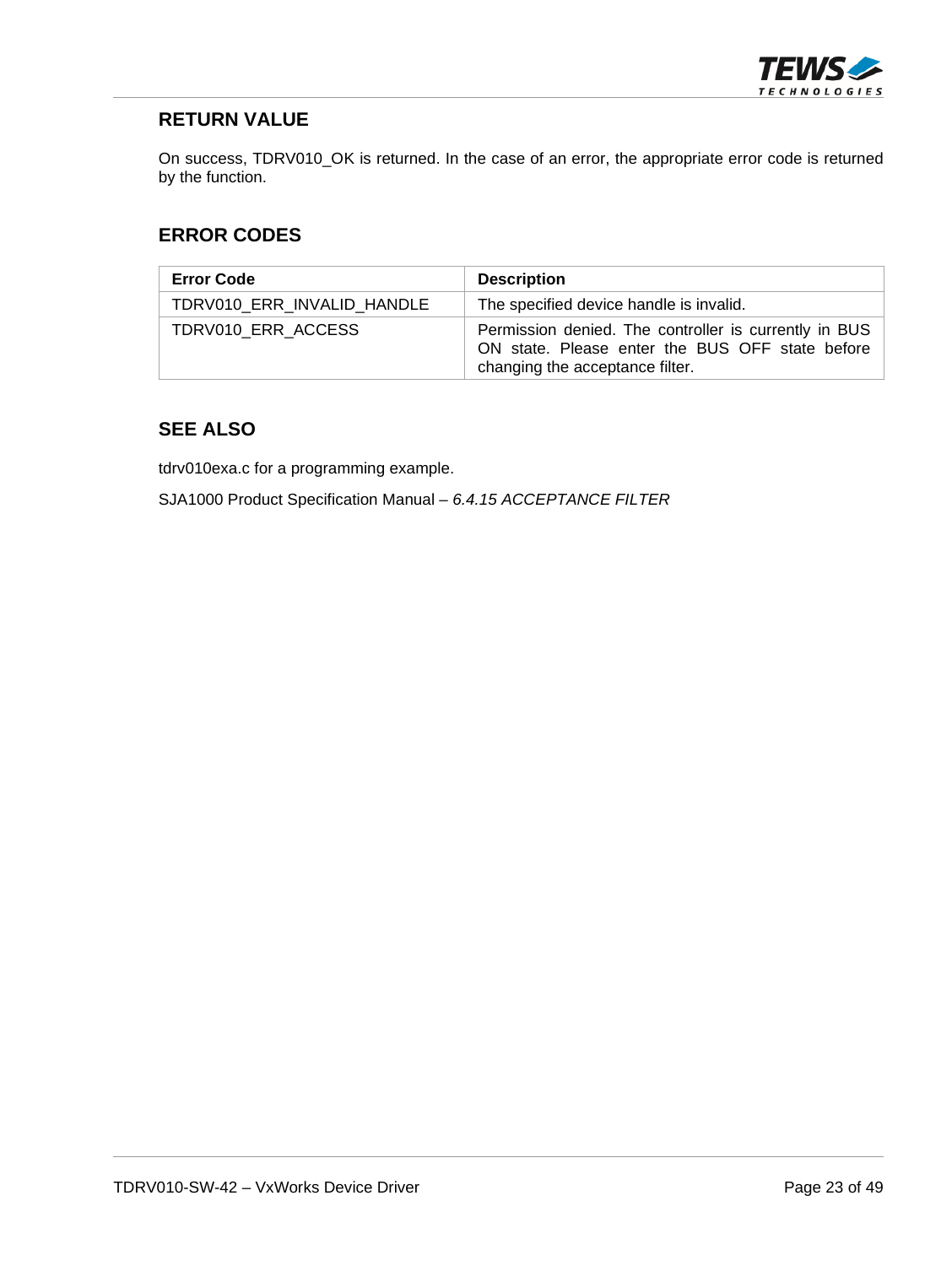## RETURN VALUE

On success, TDRV010_OK is returned. In the case of an error, the appropriate error code is returned by the function.

## ERROR CODES

| Error Code | Description |
|---|---|
| TDRV010_ERR_INVALID_HANDLE | The specified device handle is invalid. |
| TDRV010_ERR_ACCESS | Permission denied. The controller is currently in BUS ON state. Please enter the BUS OFF state before changing the acceptance filter. |

## SEE ALSO

tdrv010exa.c for a programming example.

SJA1000 Product Specification Manual – *6.4.15 ACCEPTANCE FILTER*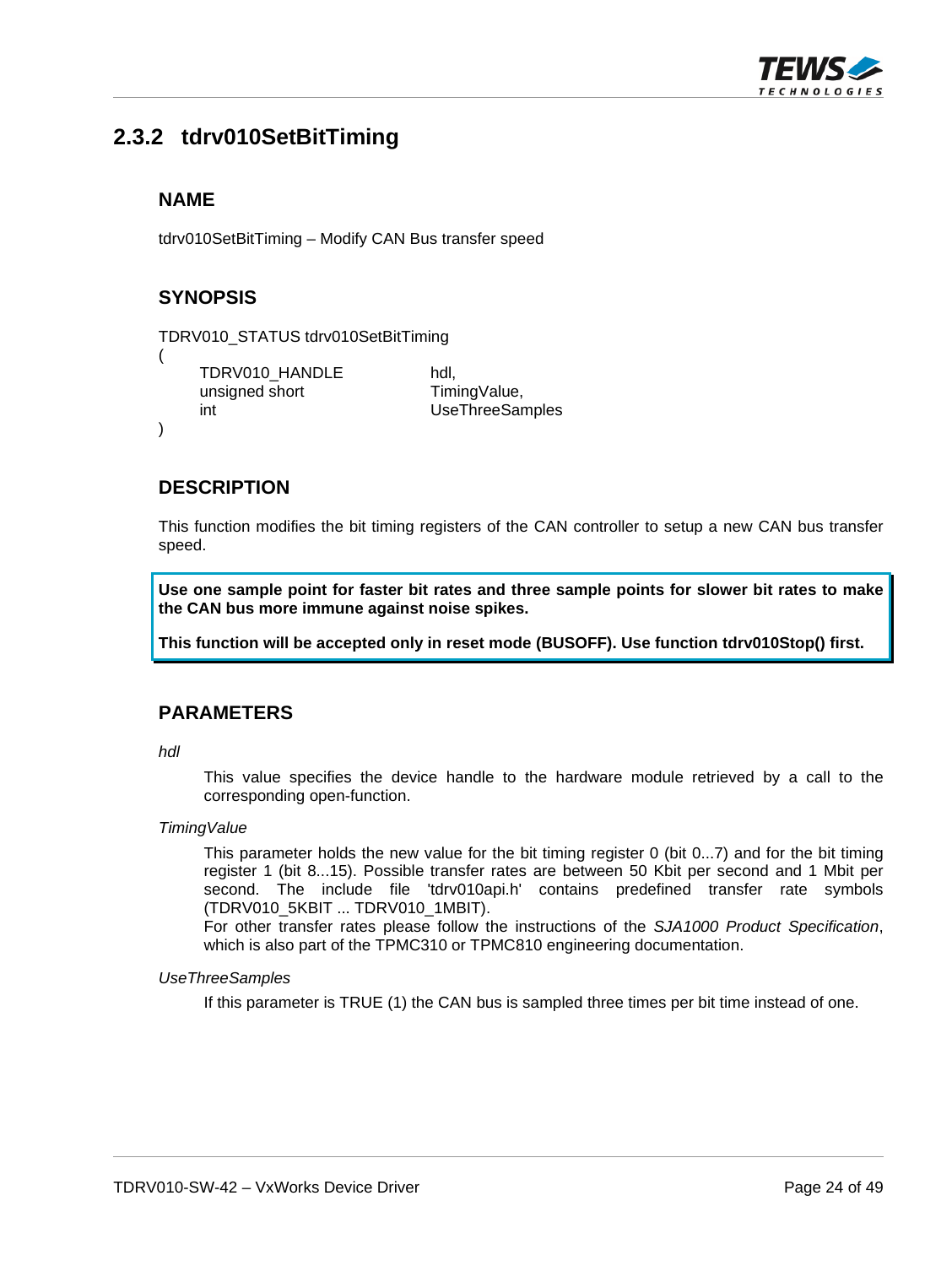## 2.3.2 tdrv010SetBitTiming

### NAME

tdrv010SetBitTiming – Modify CAN Bus transfer speed

### SYNOPSIS

```
TDRV010_STATUS tdrv010SetBitTiming
(
    TDRV010_HANDLE          hdl,
    unsigned short          TimingValue,
    int                     UseThreeSamples
)
```

### DESCRIPTION

This function modifies the bit timing registers of the CAN controller to setup a new CAN bus transfer speed.

**Use one sample point for faster bit rates and three sample points for slower bit rates to make the CAN bus more immune against noise spikes.**

**This function will be accepted only in reset mode (BUSOFF). Use function tdrv010Stop() first.**

### PARAMETERS

*hdl*

This value specifies the device handle to the hardware module retrieved by a call to the corresponding open-function.

*TimingValue*

This parameter holds the new value for the bit timing register 0 (bit 0...7) and for the bit timing register 1 (bit 8...15). Possible transfer rates are between 50 Kbit per second and 1 Mbit per second. The include file 'tdrv010api.h' contains predefined transfer rate symbols (TDRV010_5KBIT ... TDRV010_1MBIT).
For other transfer rates please follow the instructions of the *SJA1000 Product Specification*, which is also part of the TPMC310 or TPMC810 engineering documentation.

*UseThreeSamples*

If this parameter is TRUE (1) the CAN bus is sampled three times per bit time instead of one.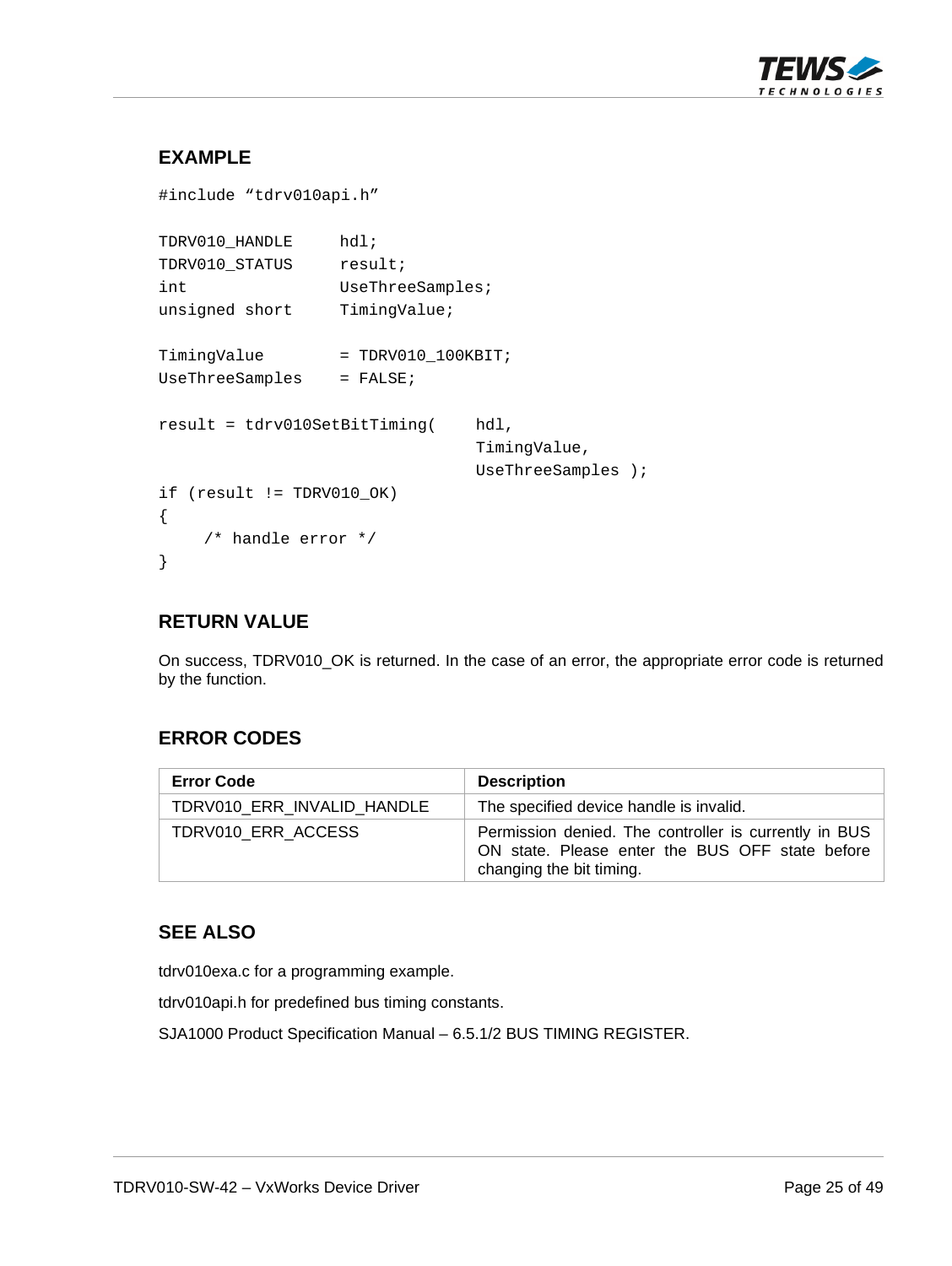### EXAMPLE

```
#include "tdrv010api.h"

TDRV010_HANDLE      hdl;
TDRV010_STATUS      result;
int                 UseThreeSamples;
unsigned short      TimingValue;

TimingValue         = TDRV010_100KBIT;
UseThreeSamples     = FALSE;

result = tdrv010SetBitTiming(    hdl,
                                 TimingValue,
                                 UseThreeSamples );
if (result != TDRV010_OK)
{
     /* handle error */
}
```

### RETURN VALUE

On success, TDRV010_OK is returned. In the case of an error, the appropriate error code is returned by the function.

### ERROR CODES

| Error Code | Description |
|---|---|
| TDRV010_ERR_INVALID_HANDLE | The specified device handle is invalid. |
| TDRV010_ERR_ACCESS | Permission denied. The controller is currently in BUS ON state. Please enter the BUS OFF state before changing the bit timing. |

### SEE ALSO

tdrv010exa.c for a programming example.

tdrv010api.h for predefined bus timing constants.

SJA1000 Product Specification Manual – 6.5.1/2 BUS TIMING REGISTER.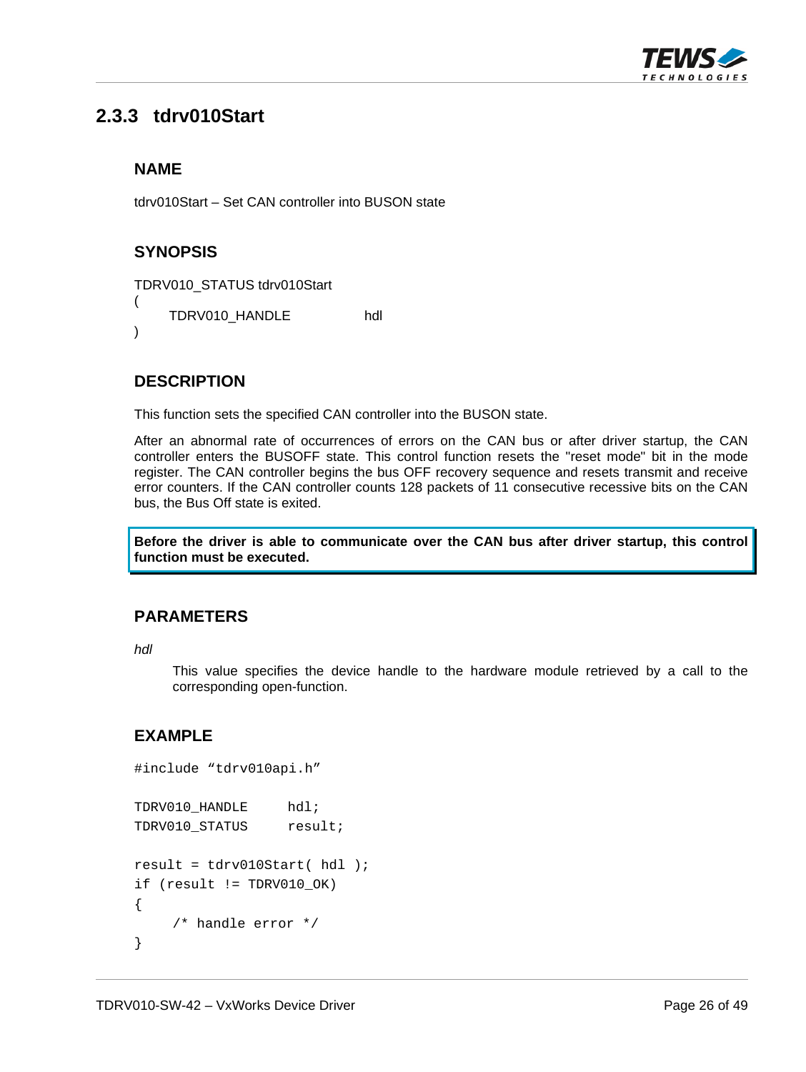### 2.3.3 tdrv010Start

#### NAME

tdrv010Start – Set CAN controller into BUSON state

#### SYNOPSIS

```
TDRV010_STATUS tdrv010Start
(
    TDRV010_HANDLE          hdl
)
```

#### DESCRIPTION

This function sets the specified CAN controller into the BUSON state.

After an abnormal rate of occurrences of errors on the CAN bus or after driver startup, the CAN controller enters the BUSOFF state. This control function resets the "reset mode" bit in the mode register. The CAN controller begins the bus OFF recovery sequence and resets transmit and receive error counters. If the CAN controller counts 128 packets of 11 consecutive recessive bits on the CAN bus, the Bus Off state is exited.

**Before the driver is able to communicate over the CAN bus after driver startup, this control function must be executed.**

#### PARAMETERS

*hdl*

This value specifies the device handle to the hardware module retrieved by a call to the corresponding open-function.

#### EXAMPLE

```
#include "tdrv010api.h"

TDRV010_HANDLE      hdl;
TDRV010_STATUS      result;

result = tdrv010Start( hdl );
if (result != TDRV010_OK)
{
    /* handle error */
}
```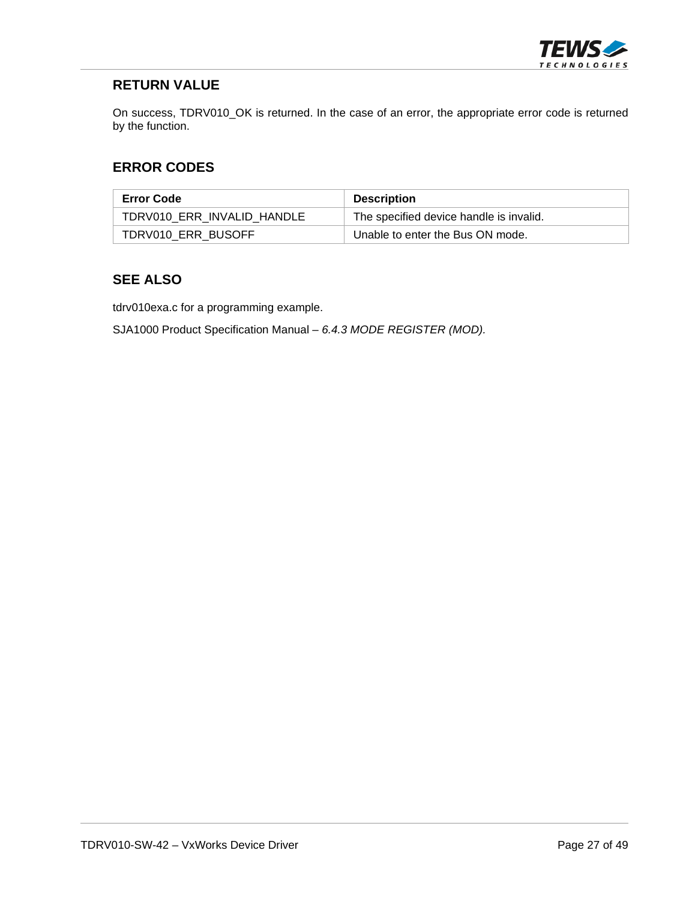### RETURN VALUE

On success, TDRV010_OK is returned. In the case of an error, the appropriate error code is returned by the function.

### ERROR CODES

| Error Code | Description |
| --- | --- |
| TDRV010_ERR_INVALID_HANDLE | The specified device handle is invalid. |
| TDRV010_ERR_BUSOFF | Unable to enter the Bus ON mode. |

### SEE ALSO

tdrv010exa.c for a programming example.

SJA1000 Product Specification Manual – *6.4.3 MODE REGISTER (MOD).*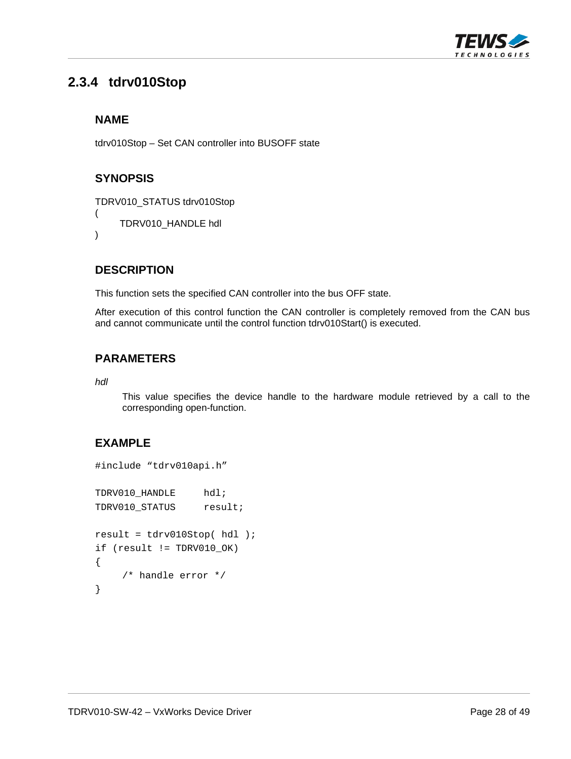### 2.3.4 tdrv010Stop

#### NAME

tdrv010Stop – Set CAN controller into BUSOFF state

#### SYNOPSIS

```
TDRV010_STATUS tdrv010Stop
(
    TDRV010_HANDLE hdl
)
```

#### DESCRIPTION

This function sets the specified CAN controller into the bus OFF state.

After execution of this control function the CAN controller is completely removed from the CAN bus and cannot communicate until the control function tdrv010Start() is executed.

#### PARAMETERS

*hdl*

This value specifies the device handle to the hardware module retrieved by a call to the corresponding open-function.

#### EXAMPLE

```
#include "tdrv010api.h"

TDRV010_HANDLE     hdl;
TDRV010_STATUS     result;

result = tdrv010Stop( hdl );
if (result != TDRV010_OK)
{
    /* handle error */
}
```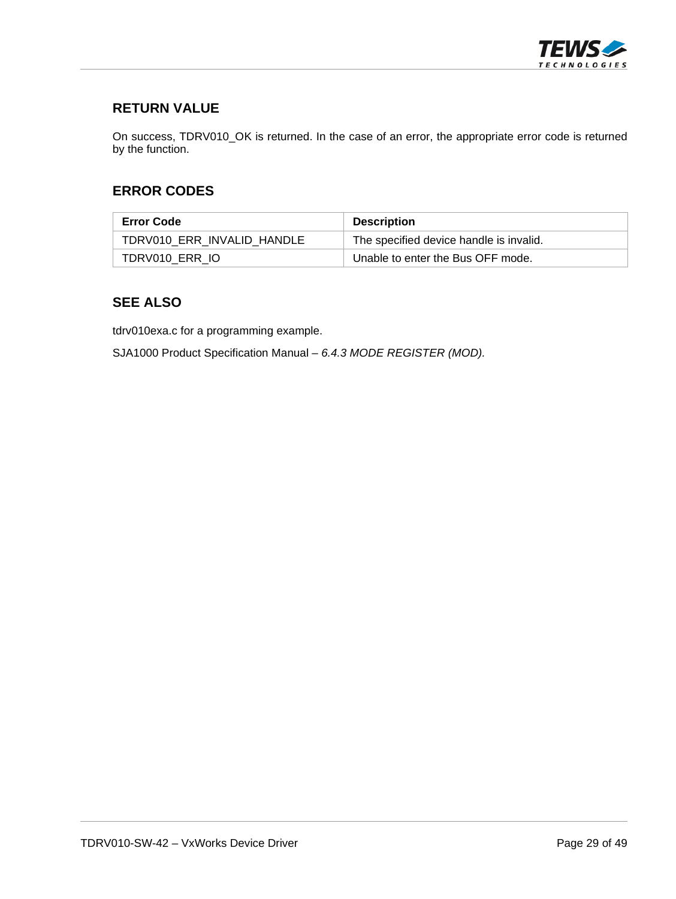## RETURN VALUE

On success, TDRV010_OK is returned. In the case of an error, the appropriate error code is returned by the function.

## ERROR CODES

| Error Code | Description |
| --- | --- |
| TDRV010_ERR_INVALID_HANDLE | The specified device handle is invalid. |
| TDRV010_ERR_IO | Unable to enter the Bus OFF mode. |

## SEE ALSO

tdrv010exa.c for a programming example.

SJA1000 Product Specification Manual – *6.4.3 MODE REGISTER (MOD).*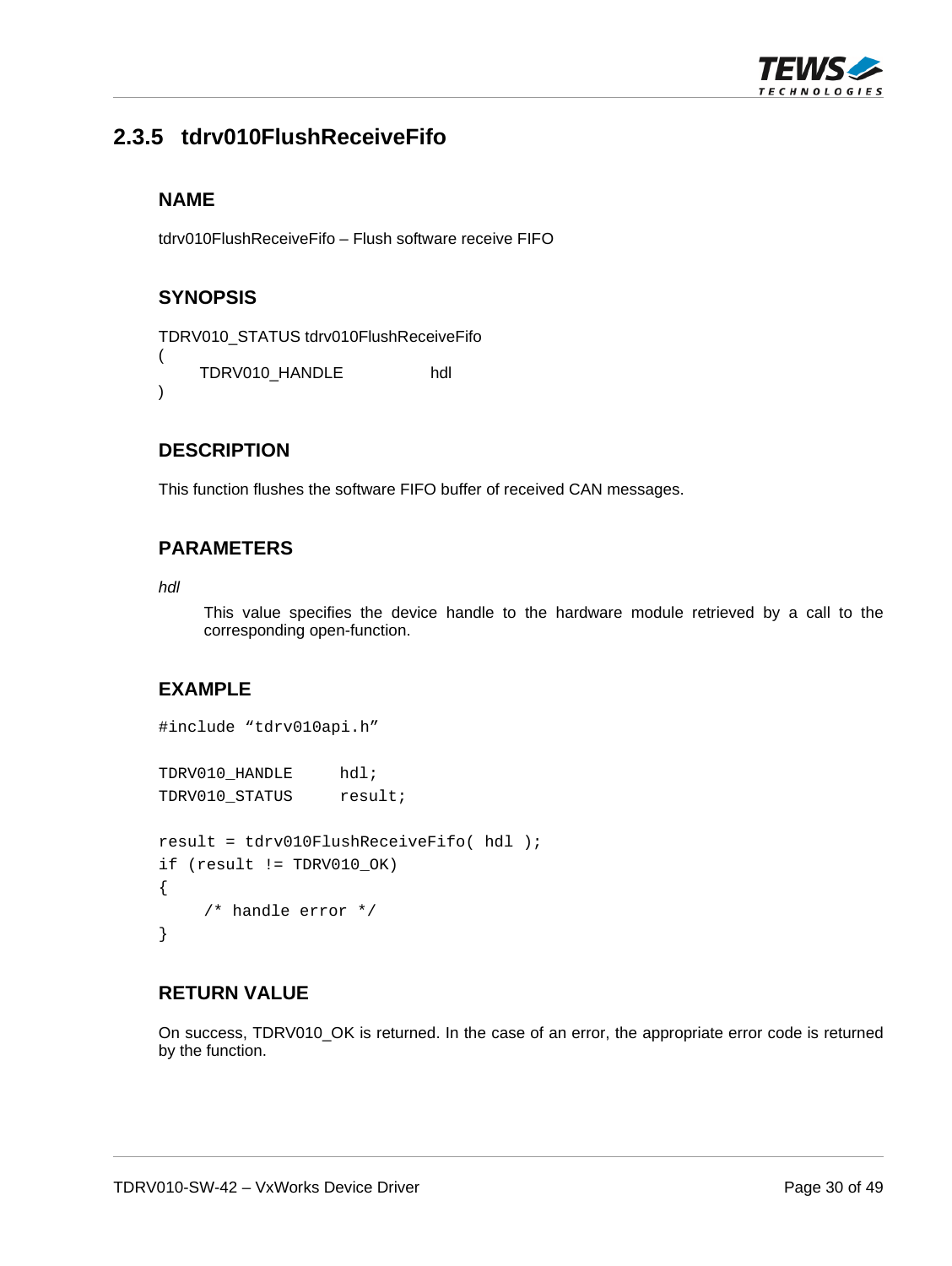### 2.3.5 tdrv010FlushReceiveFifo

#### NAME

tdrv010FlushReceiveFifo – Flush software receive FIFO

#### SYNOPSIS

```
TDRV010_STATUS tdrv010FlushReceiveFifo
(
    TDRV010_HANDLE          hdl
)
```

#### DESCRIPTION

This function flushes the software FIFO buffer of received CAN messages.

#### PARAMETERS

*hdl*

This value specifies the device handle to the hardware module retrieved by a call to the corresponding open-function.

#### EXAMPLE

```
#include "tdrv010api.h"

TDRV010_HANDLE      hdl;
TDRV010_STATUS      result;

result = tdrv010FlushReceiveFifo( hdl );
if (result != TDRV010_OK)
{
    /* handle error */
}
```

#### RETURN VALUE

On success, TDRV010_OK is returned. In the case of an error, the appropriate error code is returned by the function.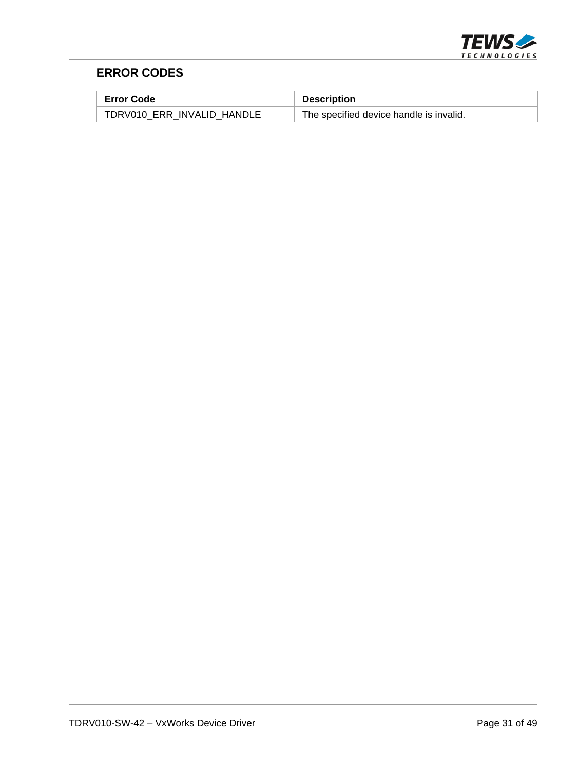## ERROR CODES

| Error Code | Description |
|---|---|
| TDRV010_ERR_INVALID_HANDLE | The specified device handle is invalid. |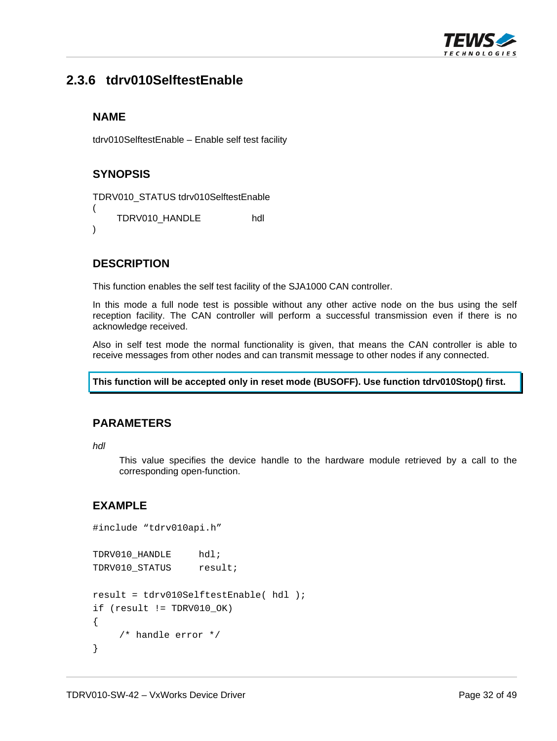## 2.3.6 tdrv010SelftestEnable

### NAME

tdrv010SelftestEnable – Enable self test facility

### SYNOPSIS

```
TDRV010_STATUS tdrv010SelftestEnable
(
    TDRV010_HANDLE          hdl
)
```

### DESCRIPTION

This function enables the self test facility of the SJA1000 CAN controller.

In this mode a full node test is possible without any other active node on the bus using the self reception facility. The CAN controller will perform a successful transmission even if there is no acknowledge received.

Also in self test mode the normal functionality is given, that means the CAN controller is able to receive messages from other nodes and can transmit message to other nodes if any connected.

**This function will be accepted only in reset mode (BUSOFF). Use function tdrv010Stop() first.**

### PARAMETERS

*hdl*

This value specifies the device handle to the hardware module retrieved by a call to the corresponding open-function.

### EXAMPLE

```
#include "tdrv010api.h"

TDRV010_HANDLE      hdl;
TDRV010_STATUS      result;

result = tdrv010SelftestEnable( hdl );
if (result != TDRV010_OK)
{
    /* handle error */
}
```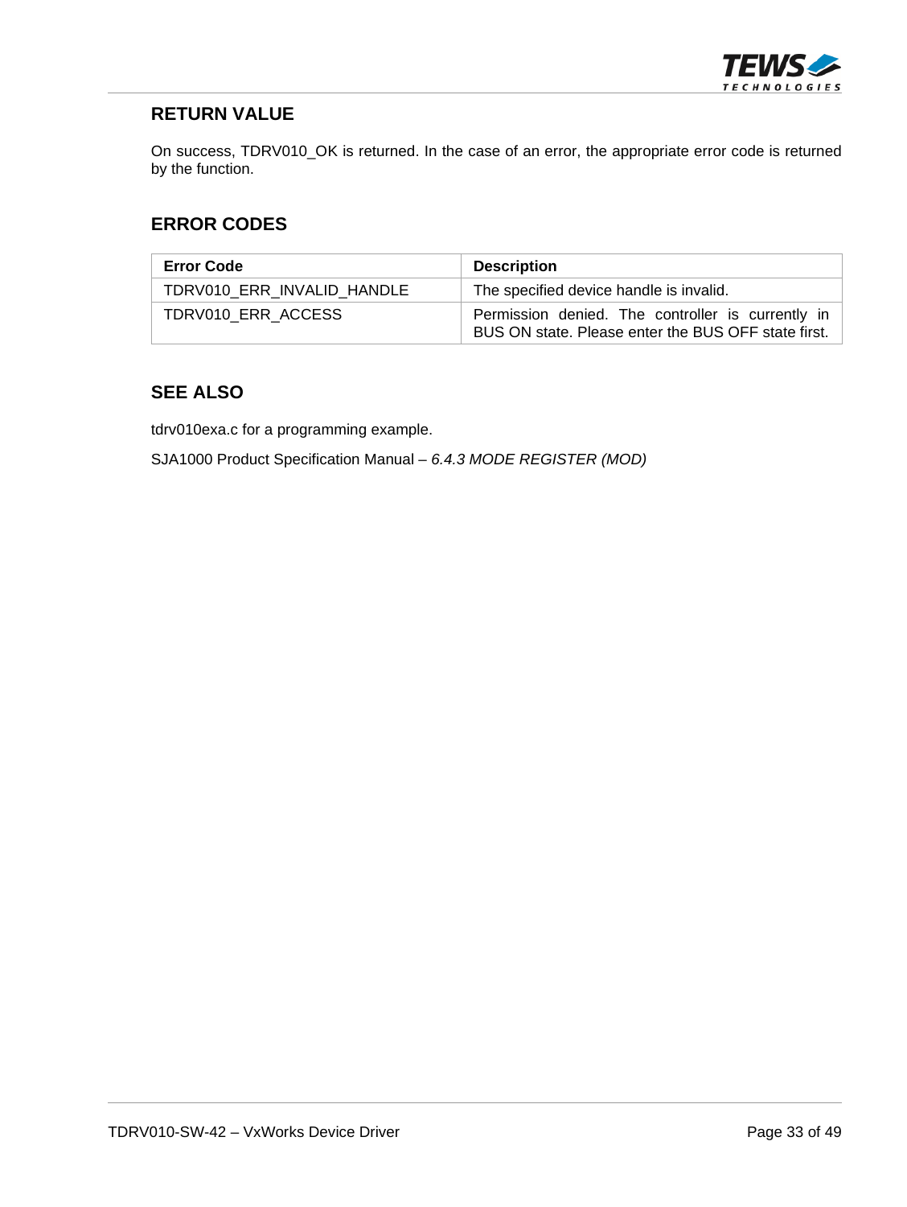## RETURN VALUE

On success, TDRV010_OK is returned. In the case of an error, the appropriate error code is returned by the function.

## ERROR CODES

| Error Code | Description |
|---|---|
| TDRV010_ERR_INVALID_HANDLE | The specified device handle is invalid. |
| TDRV010_ERR_ACCESS | Permission denied. The controller is currently in BUS ON state. Please enter the BUS OFF state first. |

## SEE ALSO

tdrv010exa.c for a programming example.

SJA1000 Product Specification Manual – *6.4.3 MODE REGISTER (MOD)*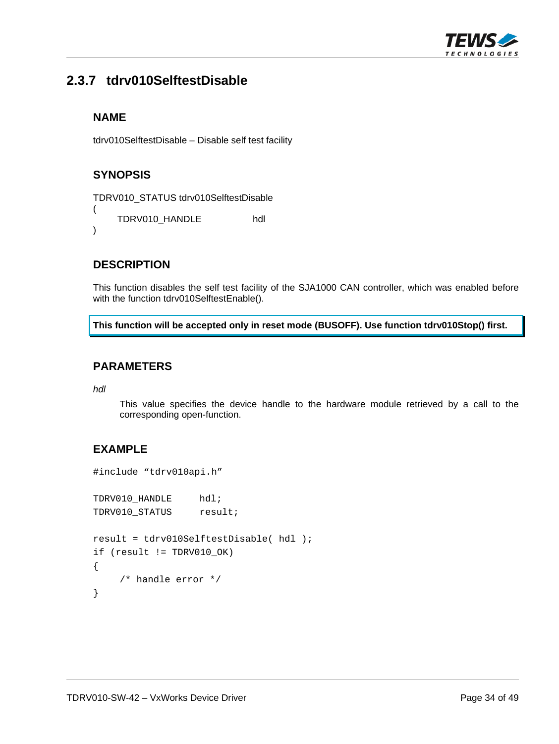## 2.3.7 tdrv010SelftestDisable

### NAME

tdrv010SelftestDisable – Disable self test facility

### SYNOPSIS

```
TDRV010_STATUS tdrv010SelftestDisable
(
    TDRV010_HANDLE          hdl
)
```

### DESCRIPTION

This function disables the self test facility of the SJA1000 CAN controller, which was enabled before with the function tdrv010SelftestEnable().

**This function will be accepted only in reset mode (BUSOFF). Use function tdrv010Stop() first.**

### PARAMETERS

*hdl*

This value specifies the device handle to the hardware module retrieved by a call to the corresponding open-function.

### EXAMPLE

```
#include "tdrv010api.h"

TDRV010_HANDLE     hdl;
TDRV010_STATUS     result;

result = tdrv010SelftestDisable( hdl );
if (result != TDRV010_OK)
{
    /* handle error */
}
```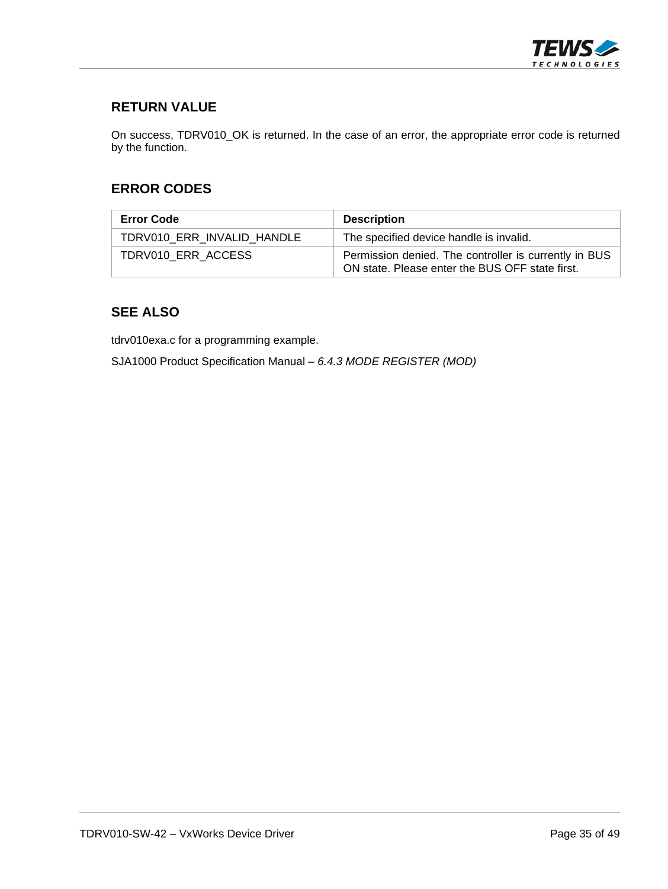## RETURN VALUE

On success, TDRV010_OK is returned. In the case of an error, the appropriate error code is returned by the function.

## ERROR CODES

| Error Code | Description |
|---|---|
| TDRV010_ERR_INVALID_HANDLE | The specified device handle is invalid. |
| TDRV010_ERR_ACCESS | Permission denied. The controller is currently in BUS ON state. Please enter the BUS OFF state first. |

## SEE ALSO

tdrv010exa.c for a programming example.

SJA1000 Product Specification Manual – *6.4.3 MODE REGISTER (MOD)*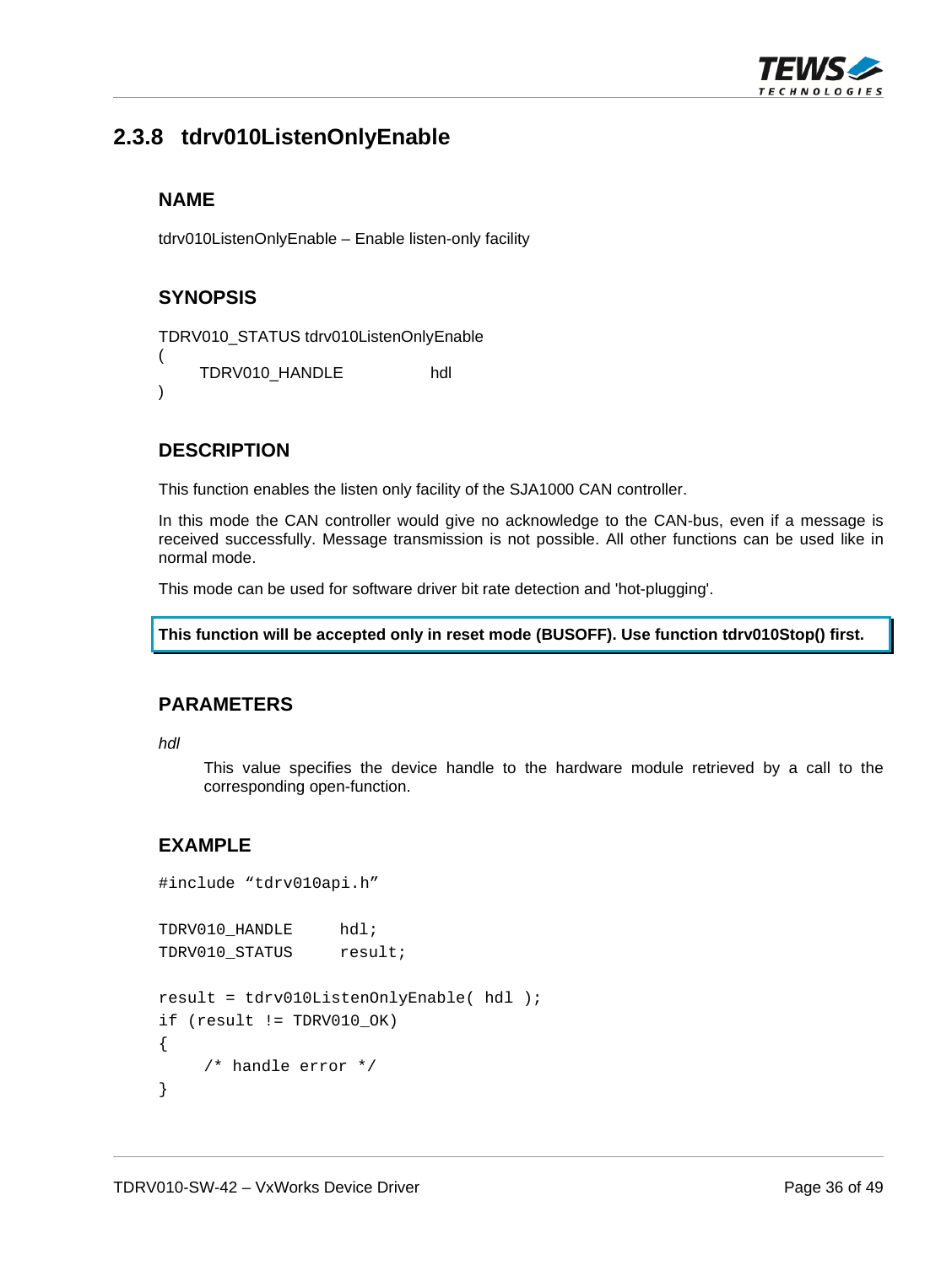## 2.3.8 tdrv010ListenOnlyEnable

### NAME

tdrv010ListenOnlyEnable – Enable listen-only facility

### SYNOPSIS

```
TDRV010_STATUS tdrv010ListenOnlyEnable
(
    TDRV010_HANDLE          hdl
)
```

### DESCRIPTION

This function enables the listen only facility of the SJA1000 CAN controller.

In this mode the CAN controller would give no acknowledge to the CAN-bus, even if a message is received successfully. Message transmission is not possible. All other functions can be used like in normal mode.

This mode can be used for software driver bit rate detection and 'hot-plugging'.

**This function will be accepted only in reset mode (BUSOFF). Use function tdrv010Stop() first.**

### PARAMETERS

*hdl*

This value specifies the device handle to the hardware module retrieved by a call to the corresponding open-function.

### EXAMPLE

```
#include "tdrv010api.h"

TDRV010_HANDLE     hdl;
TDRV010_STATUS     result;

result = tdrv010ListenOnlyEnable( hdl );
if (result != TDRV010_OK)
{
    /* handle error */
}
```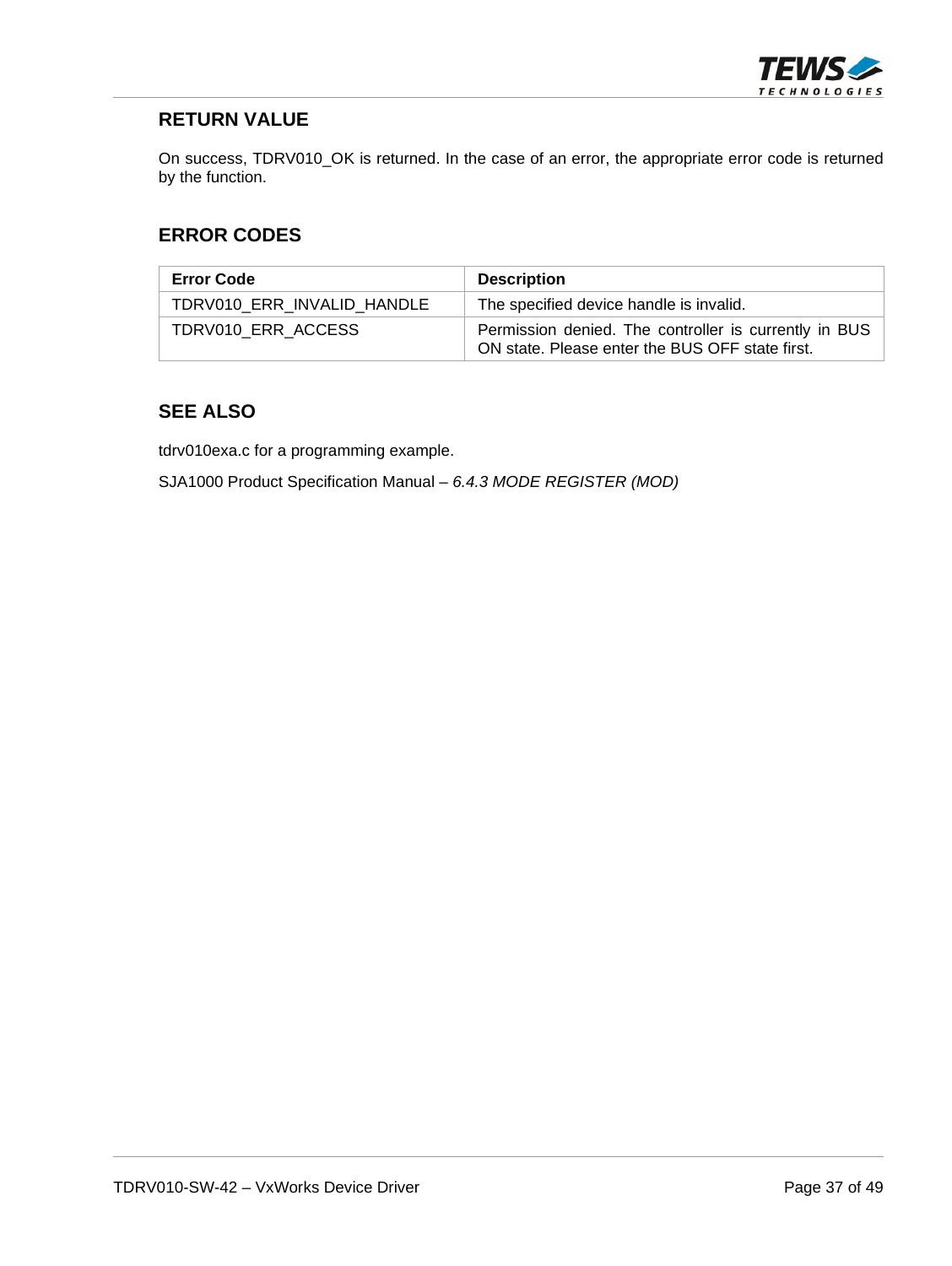### RETURN VALUE

On success, TDRV010_OK is returned. In the case of an error, the appropriate error code is returned by the function.

### ERROR CODES

| Error Code | Description |
|---|---|
| TDRV010_ERR_INVALID_HANDLE | The specified device handle is invalid. |
| TDRV010_ERR_ACCESS | Permission denied. The controller is currently in BUS ON state. Please enter the BUS OFF state first. |

### SEE ALSO

tdrv010exa.c for a programming example.

SJA1000 Product Specification Manual – *6.4.3 MODE REGISTER (MOD)*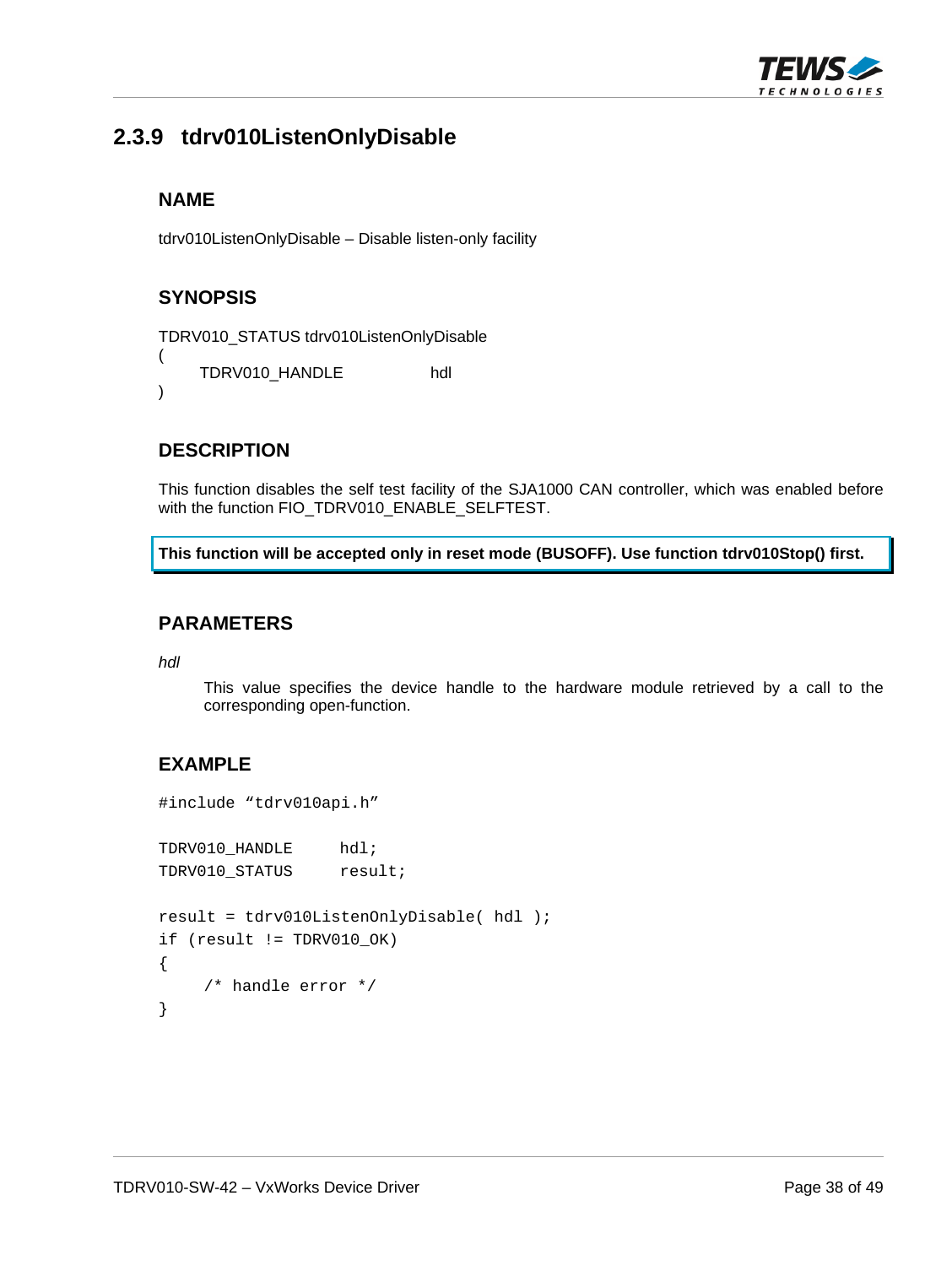## 2.3.9 tdrv010ListenOnlyDisable

### NAME

tdrv010ListenOnlyDisable – Disable listen-only facility

### SYNOPSIS

```
TDRV010_STATUS tdrv010ListenOnlyDisable
(
    TDRV010_HANDLE            hdl
)
```

### DESCRIPTION

This function disables the self test facility of the SJA1000 CAN controller, which was enabled before with the function FIO_TDRV010_ENABLE_SELFTEST.

**This function will be accepted only in reset mode (BUSOFF). Use function tdrv010Stop() first.**

### PARAMETERS

*hdl*

This value specifies the device handle to the hardware module retrieved by a call to the corresponding open-function.

### EXAMPLE

```
#include "tdrv010api.h"

TDRV010_HANDLE     hdl;
TDRV010_STATUS     result;

result = tdrv010ListenOnlyDisable( hdl );
if (result != TDRV010_OK)
{
    /* handle error */
}
```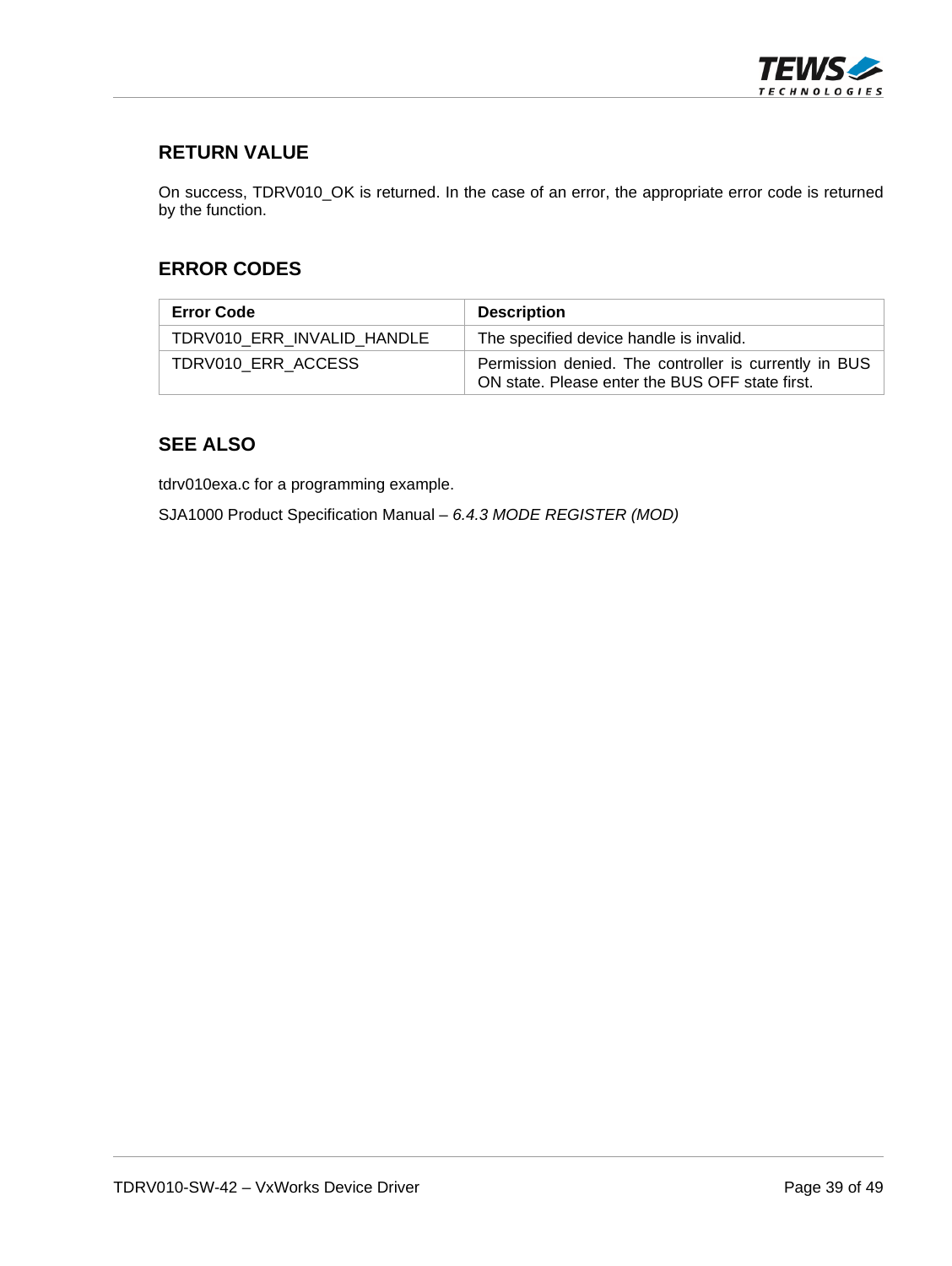## RETURN VALUE

On success, TDRV010_OK is returned. In the case of an error, the appropriate error code is returned by the function.

## ERROR CODES

| Error Code | Description |
|---|---|
| TDRV010_ERR_INVALID_HANDLE | The specified device handle is invalid. |
| TDRV010_ERR_ACCESS | Permission denied. The controller is currently in BUS ON state. Please enter the BUS OFF state first. |

## SEE ALSO

tdrv010exa.c for a programming example.

SJA1000 Product Specification Manual – *6.4.3 MODE REGISTER (MOD)*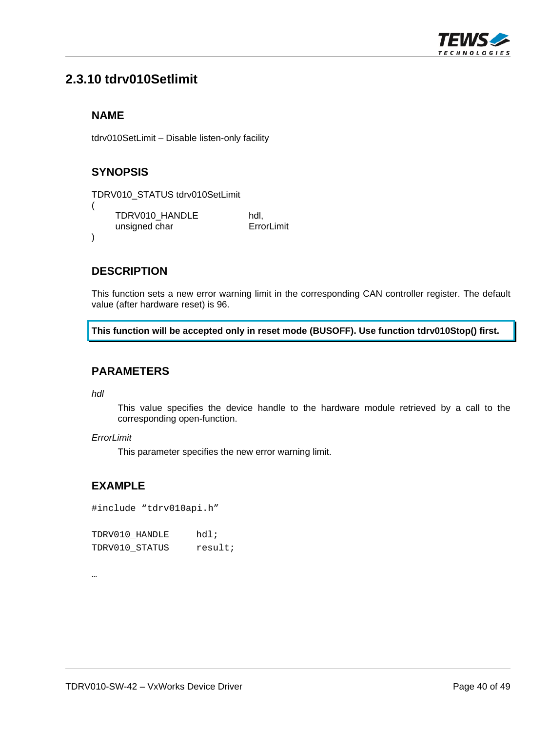## 2.3.10 tdrv010Setlimit

### NAME

tdrv010SetLimit – Disable listen-only facility

### SYNOPSIS

```
TDRV010_STATUS tdrv010SetLimit
(
    TDRV010_HANDLE          hdl,
    unsigned char           ErrorLimit
)
```

### DESCRIPTION

This function sets a new error warning limit in the corresponding CAN controller register. The default value (after hardware reset) is 96.

**This function will be accepted only in reset mode (BUSOFF). Use function tdrv010Stop() first.**

### PARAMETERS

*hdl*

This value specifies the device handle to the hardware module retrieved by a call to the corresponding open-function.

*ErrorLimit*

This parameter specifies the new error warning limit.

### EXAMPLE

```
#include "tdrv010api.h"

TDRV010_HANDLE      hdl;
TDRV010_STATUS      result;

…
```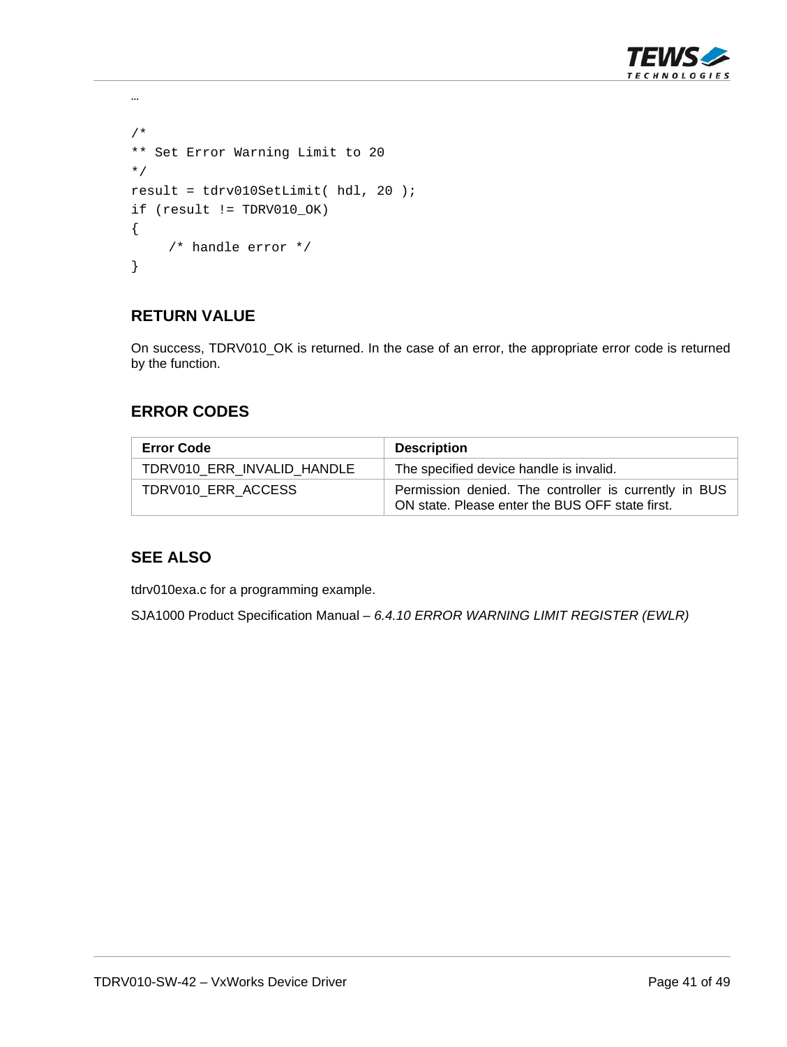```
…

/*
** Set Error Warning Limit to 20
*/
result = tdrv010SetLimit( hdl, 20 );
if (result != TDRV010_OK)
{
     /* handle error */
}
```

## RETURN VALUE

On success, TDRV010_OK is returned. In the case of an error, the appropriate error code is returned by the function.

## ERROR CODES

| Error Code | Description |
|---|---|
| TDRV010_ERR_INVALID_HANDLE | The specified device handle is invalid. |
| TDRV010_ERR_ACCESS | Permission denied. The controller is currently in BUS ON state. Please enter the BUS OFF state first. |

## SEE ALSO

tdrv010exa.c for a programming example.

SJA1000 Product Specification Manual – *6.4.10 ERROR WARNING LIMIT REGISTER (EWLR)*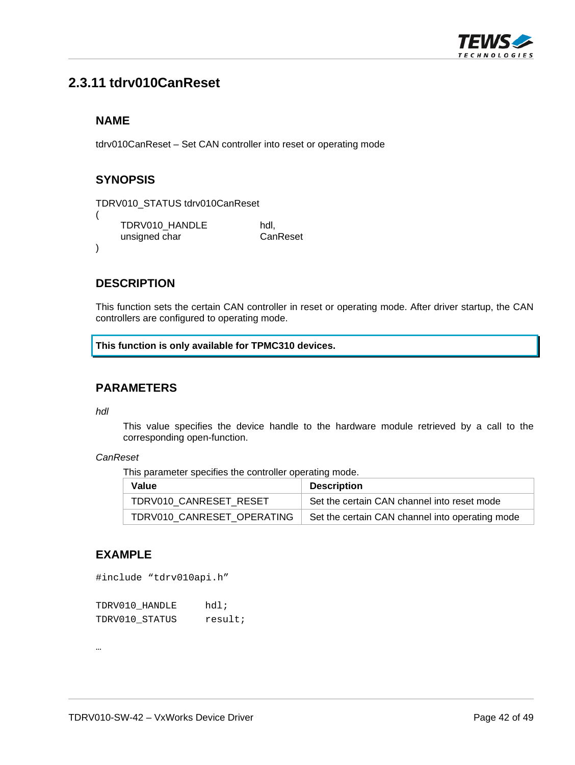## 2.3.11 tdrv010CanReset

### NAME

tdrv010CanReset – Set CAN controller into reset or operating mode

### SYNOPSIS

```
TDRV010_STATUS tdrv010CanReset
(
    TDRV010_HANDLE          hdl,
    unsigned char           CanReset
)
```

### DESCRIPTION

This function sets the certain CAN controller in reset or operating mode. After driver startup, the CAN controllers are configured to operating mode.

**This function is only available for TPMC310 devices.**

### PARAMETERS

*hdl*

This value specifies the device handle to the hardware module retrieved by a call to the corresponding open-function.

*CanReset*

This parameter specifies the controller operating mode.

| Value | Description |
|---|---|
| TDRV010_CANRESET_RESET | Set the certain CAN channel into reset mode |
| TDRV010_CANRESET_OPERATING | Set the certain CAN channel into operating mode |

### EXAMPLE

```
#include "tdrv010api.h"

TDRV010_HANDLE      hdl;
TDRV010_STATUS      result;

…
```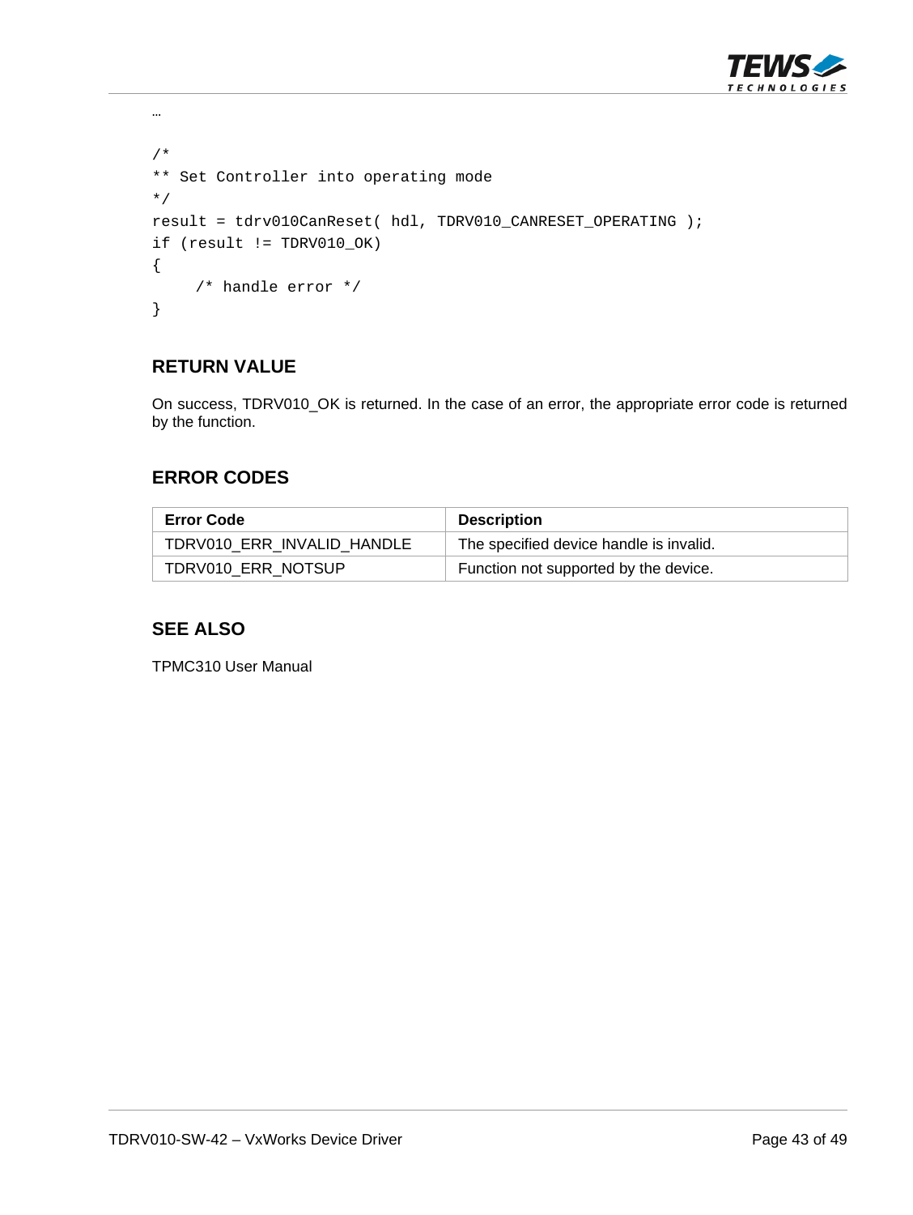```
…

/*
** Set Controller into operating mode
*/
result = tdrv010CanReset( hdl, TDRV010_CANRESET_OPERATING );
if (result != TDRV010_OK)
{
     /* handle error */
}
```

### RETURN VALUE

On success, TDRV010_OK is returned. In the case of an error, the appropriate error code is returned by the function.

### ERROR CODES

| Error Code | Description |
|---|---|
| TDRV010_ERR_INVALID_HANDLE | The specified device handle is invalid. |
| TDRV010_ERR_NOTSUP | Function not supported by the device. |

### SEE ALSO

TPMC310 User Manual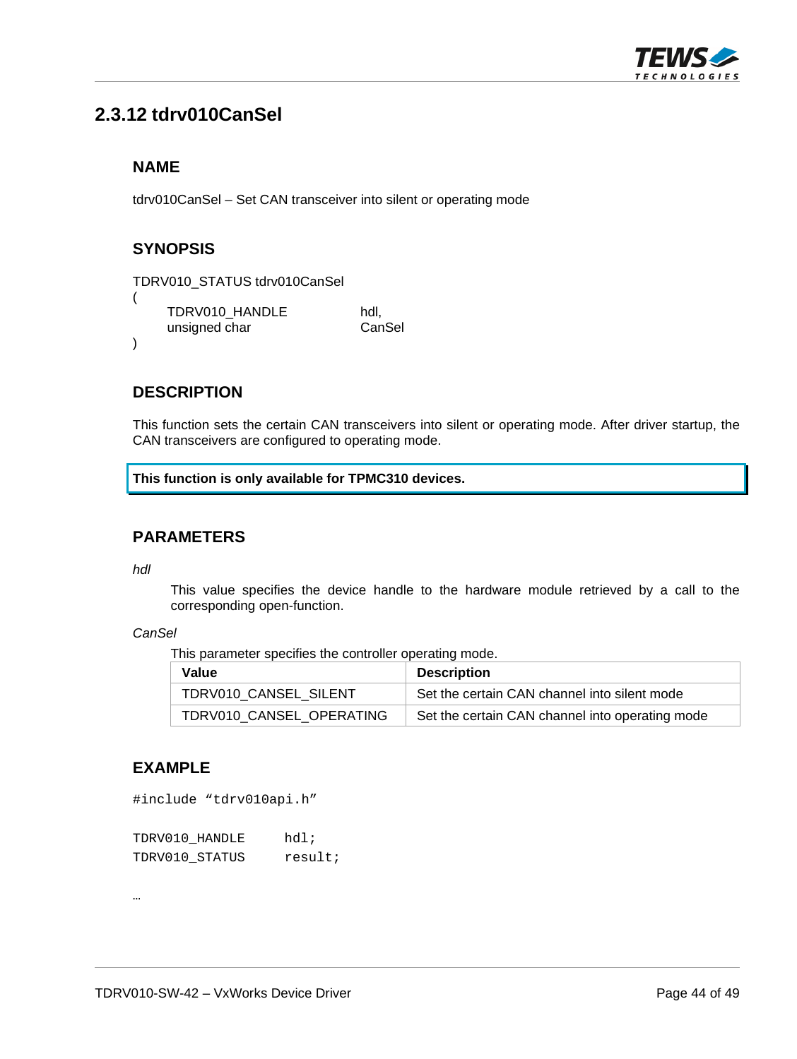## 2.3.12 tdrv010CanSel

### NAME

tdrv010CanSel – Set CAN transceiver into silent or operating mode

### SYNOPSIS

```
TDRV010_STATUS tdrv010CanSel
(
    TDRV010_HANDLE          hdl,
    unsigned char           CanSel
)
```

### DESCRIPTION

This function sets the certain CAN transceivers into silent or operating mode. After driver startup, the CAN transceivers are configured to operating mode.

**This function is only available for TPMC310 devices.**

### PARAMETERS

*hdl*

This value specifies the device handle to the hardware module retrieved by a call to the corresponding open-function.

*CanSel*

This parameter specifies the controller operating mode.

| Value | Description |
|---|---|
| TDRV010_CANSEL_SILENT | Set the certain CAN channel into silent mode |
| TDRV010_CANSEL_OPERATING | Set the certain CAN channel into operating mode |

### EXAMPLE

```
#include “tdrv010api.h”

TDRV010_HANDLE      hdl;
TDRV010_STATUS      result;

…
```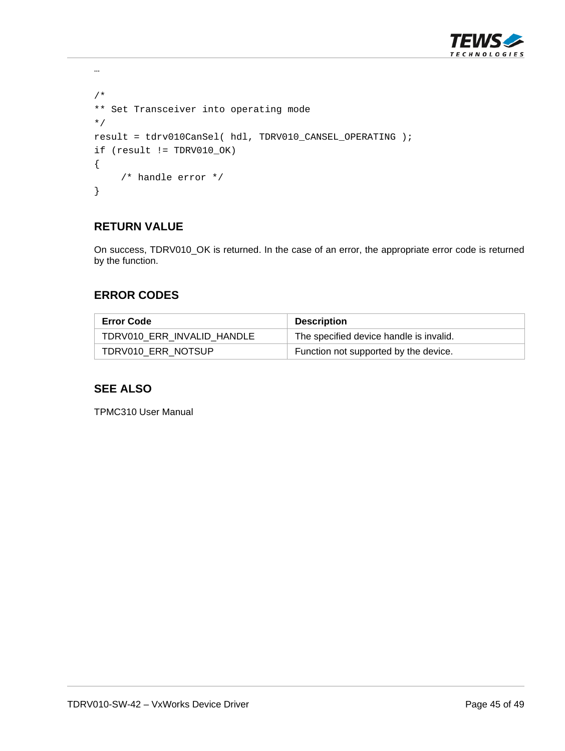```
…

/*
** Set Transceiver into operating mode
*/
result = tdrv010CanSel( hdl, TDRV010_CANSEL_OPERATING );
if (result != TDRV010_OK)
{
    /* handle error */
}
```

## RETURN VALUE

On success, TDRV010_OK is returned. In the case of an error, the appropriate error code is returned by the function.

## ERROR CODES

| Error Code | Description |
|---|---|
| TDRV010_ERR_INVALID_HANDLE | The specified device handle is invalid. |
| TDRV010_ERR_NOTSUP | Function not supported by the device. |

## SEE ALSO

TPMC310 User Manual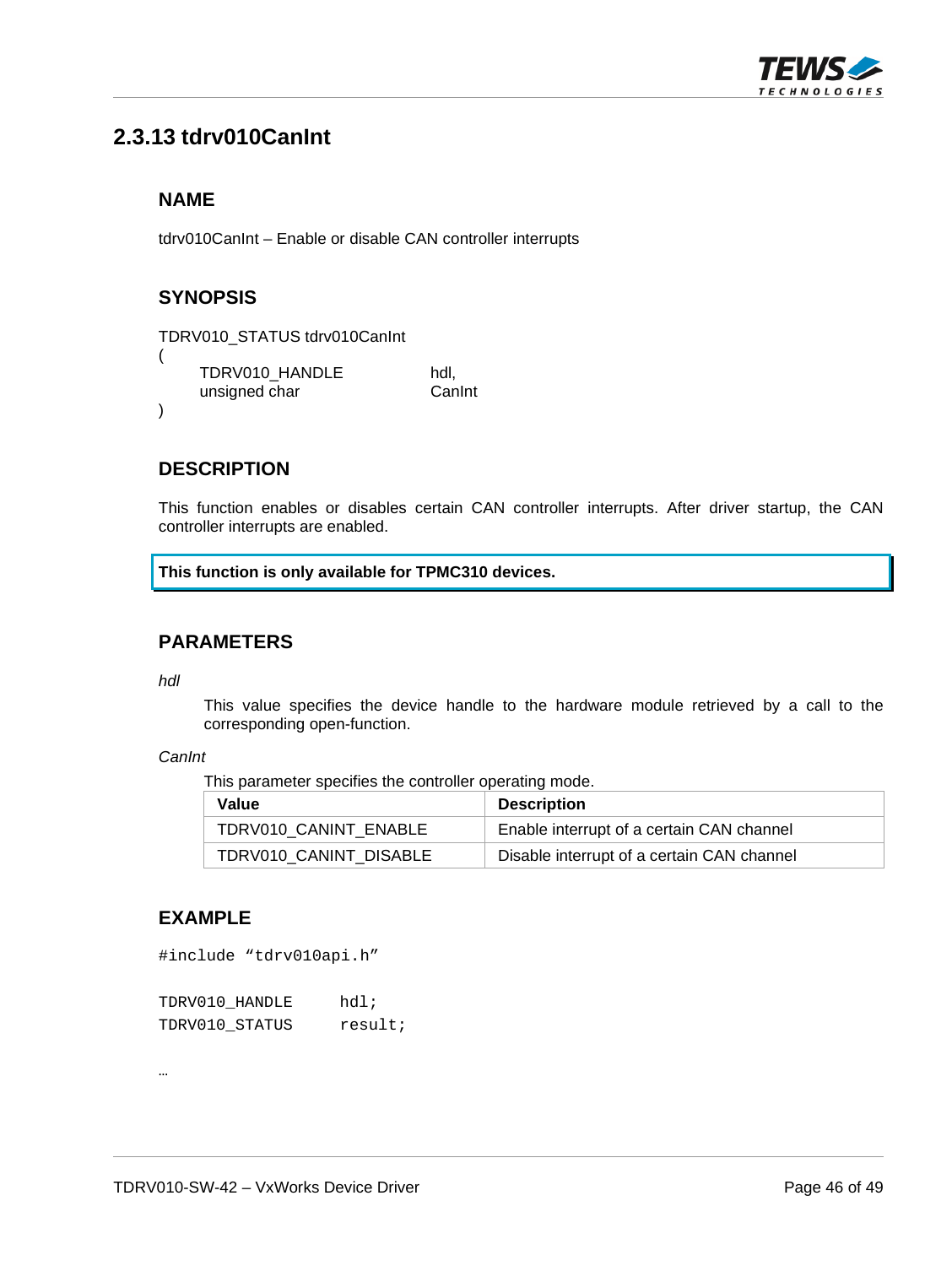## 2.3.13 tdrv010CanInt

### NAME

tdrv010CanInt – Enable or disable CAN controller interrupts

### SYNOPSIS

```
TDRV010_STATUS tdrv010CanInt
(
    TDRV010_HANDLE          hdl,
    unsigned char           CanInt
)
```

### DESCRIPTION

This function enables or disables certain CAN controller interrupts. After driver startup, the CAN controller interrupts are enabled.

**This function is only available for TPMC310 devices.**

### PARAMETERS

*hdl*

This value specifies the device handle to the hardware module retrieved by a call to the corresponding open-function.

*CanInt*

This parameter specifies the controller operating mode.

| Value | Description |
|---|---|
| TDRV010_CANINT_ENABLE | Enable interrupt of a certain CAN channel |
| TDRV010_CANINT_DISABLE | Disable interrupt of a certain CAN channel |

### EXAMPLE

```
#include “tdrv010api.h”

TDRV010_HANDLE      hdl;
TDRV010_STATUS      result;

…
```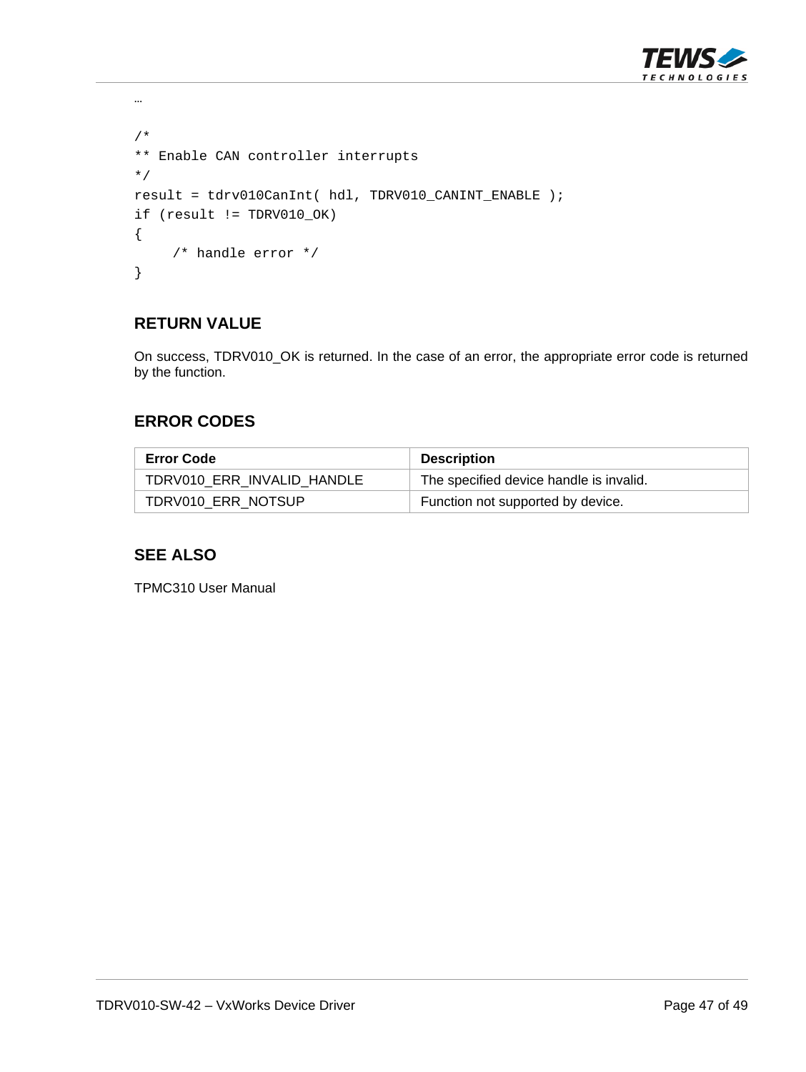…

```
/*
** Enable CAN controller interrupts
*/
result = tdrv010CanInt( hdl, TDRV010_CANINT_ENABLE );
if (result != TDRV010_OK)
{
     /* handle error */
}
```

### RETURN VALUE

On success, TDRV010_OK is returned. In the case of an error, the appropriate error code is returned by the function.

### ERROR CODES

| Error Code | Description |
|---|---|
| TDRV010_ERR_INVALID_HANDLE | The specified device handle is invalid. |
| TDRV010_ERR_NOTSUP | Function not supported by device. |

### SEE ALSO

TPMC310 User Manual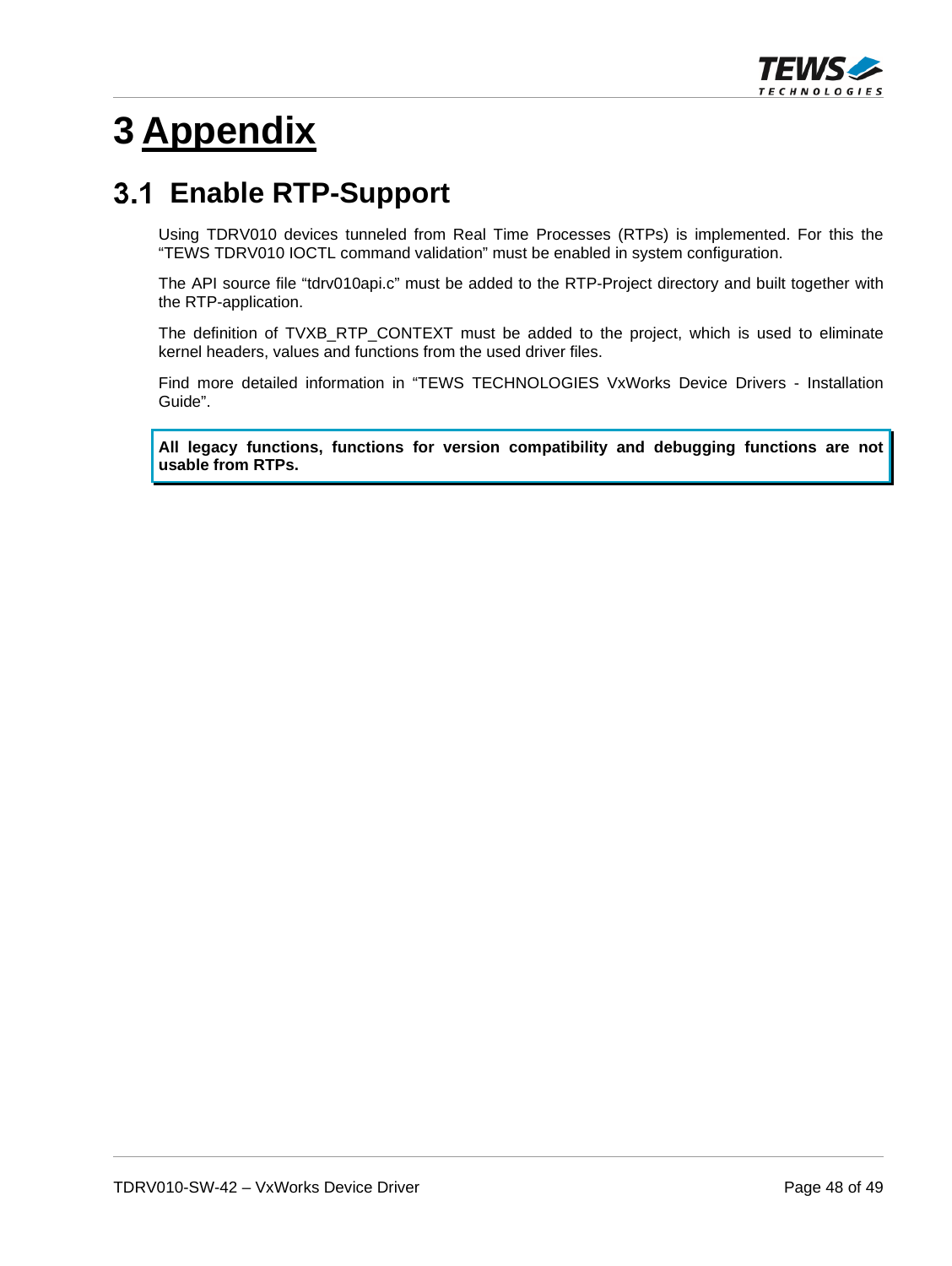# 3 Appendix

## 3.1 Enable RTP-Support

Using TDRV010 devices tunneled from Real Time Processes (RTPs) is implemented. For this the “TEWS TDRV010 IOCTL command validation” must be enabled in system configuration.

The API source file “tdrv010api.c” must be added to the RTP-Project directory and built together with the RTP-application.

The definition of TVXB_RTP_CONTEXT must be added to the project, which is used to eliminate kernel headers, values and functions from the used driver files.

Find more detailed information in “TEWS TECHNOLOGIES VxWorks Device Drivers - Installation Guide”.

**All legacy functions, functions for version compatibility and debugging functions are not usable from RTPs.**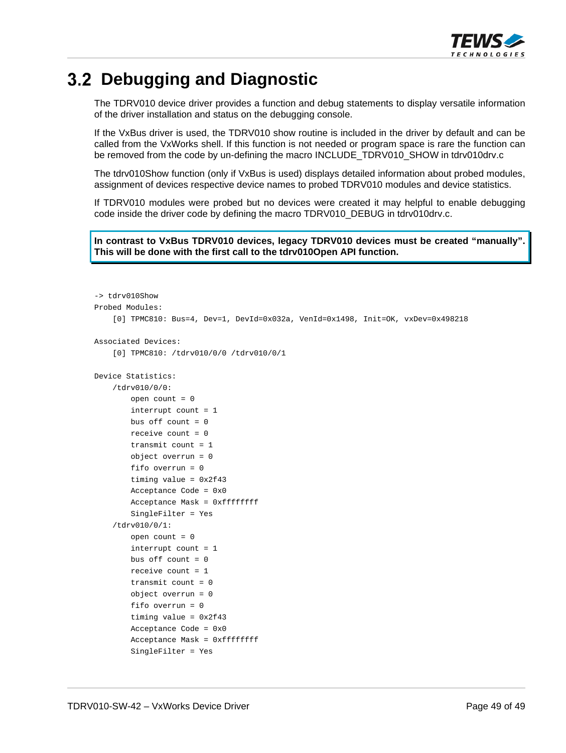## 3.2 Debugging and Diagnostic

The TDRV010 device driver provides a function and debug statements to display versatile information of the driver installation and status on the debugging console.

If the VxBus driver is used, the TDRV010 show routine is included in the driver by default and can be called from the VxWorks shell. If this function is not needed or program space is rare the function can be removed from the code by un-defining the macro INCLUDE_TDRV010_SHOW in tdrv010drv.c

The tdrv010Show function (only if VxBus is used) displays detailed information about probed modules, assignment of devices respective device names to probed TDRV010 modules and device statistics.

If TDRV010 modules were probed but no devices were created it may helpful to enable debugging code inside the driver code by defining the macro TDRV010_DEBUG in tdrv010drv.c.

**In contrast to VxBus TDRV010 devices, legacy TDRV010 devices must be created “manually”. This will be done with the first call to the tdrv010Open API function.**

```
-> tdrv010Show
Probed Modules:
    [0] TPMC810: Bus=4, Dev=1, DevId=0x032a, VenId=0x1498, Init=OK, vxDev=0x498218

Associated Devices:
    [0] TPMC810: /tdrv010/0/0 /tdrv010/0/1

Device Statistics:
    /tdrv010/0/0:
        open count = 0
        interrupt count = 1
        bus off count = 0
        receive count = 0
        transmit count = 1
        object overrun = 0
        fifo overrun = 0
        timing value = 0x2f43
        Acceptance Code = 0x0
        Acceptance Mask = 0xffffffff
        SingleFilter = Yes
    /tdrv010/0/1:
        open count = 0
        interrupt count = 1
        bus off count = 0
        receive count = 1
        transmit count = 0
        object overrun = 0
        fifo overrun = 0
        timing value = 0x2f43
        Acceptance Code = 0x0
        Acceptance Mask = 0xffffffff
        SingleFilter = Yes
```